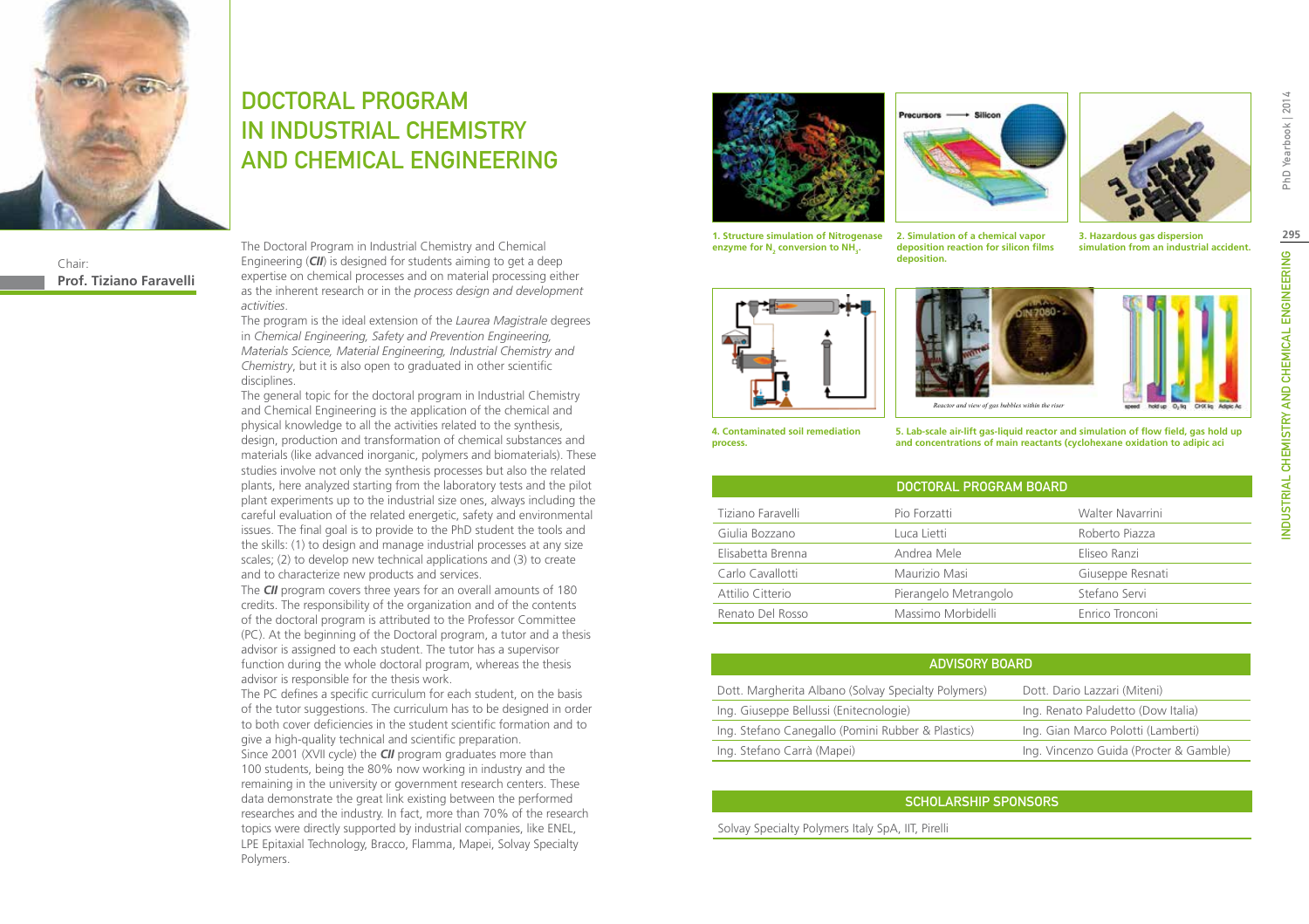# DOCTORAL PROGRAM IN INDUSTRIAL CHEMISTRY AND CHEMICAL ENGINEERING

Chair:
**Prof. Tiziano Faravelli**

The Doctoral Program in Industrial Chemistry and Chemical Engineering (***CII***) is designed for students aiming to get a deep expertise on chemical processes and on material processing either as the inherent research or in the *process design and development activities*.

The program is the ideal extension of the *Laurea Magistrale* degrees in *Chemical Engineering, Safety and Prevention Engineering, Materials Science, Material Engineering, Industrial Chemistry and Chemistry*, but it is also open to graduated in other scientific disciplines.

The general topic for the doctoral program in Industrial Chemistry and Chemical Engineering is the application of the chemical and physical knowledge to all the activities related to the synthesis, design, production and transformation of chemical substances and materials (like advanced inorganic, polymers and biomaterials). These studies involve not only the synthesis processes but also the related plants, here analyzed starting from the laboratory tests and the pilot plant experiments up to the industrial size ones, always including the careful evaluation of the related energetic, safety and environmental issues. The final goal is to provide to the PhD student the tools and the skills: (1) to design and manage industrial processes at any size scales; (2) to develop new technical applications and (3) to create and to characterize new products and services.

The ***CII*** program covers three years for an overall amounts of 180 credits. The responsibility of the organization and of the contents of the doctoral program is attributed to the Professor Committee (PC). At the beginning of the Doctoral program, a tutor and a thesis advisor is assigned to each student. The tutor has a supervisor function during the whole doctoral program, whereas the thesis advisor is responsible for the thesis work.

The PC defines a specific curriculum for each student, on the basis of the tutor suggestions. The curriculum has to be designed in order to both cover deficiencies in the student scientific formation and to give a high-quality technical and scientific preparation.

Since 2001 (XVII cycle) the ***CII*** program graduates more than 100 students, being the 80% now working in industry and the remaining in the university or government research centers. These data demonstrate the great link existing between the performed researches and the industry. In fact, more than 70% of the research topics were directly supported by industrial companies, like ENEL, LPE Epitaxial Technology, Bracco, Flamma, Mapei, Solvay Specialty Polymers.

**1. Structure simulation of Nitrogenase enzyme for $N_2$ conversion to $NH_3$.**

**2. Simulation of a chemical vapor deposition reaction for silicon films deposition.**

**3. Hazardous gas dispersion simulation from an industrial accident.**

**4. Contaminated soil remediation process.**

**5. Lab-scale air-lift gas-liquid reactor and simulation of flow field, gas hold up and concentrations of main reactants (cyclohexane oxidation to adipic aci**

## DOCTORAL PROGRAM BOARD

| | | |
|---|---|---|
| Tiziano Faravelli | Pio Forzatti | Walter Navarrini |
| Giulia Bozzano | Luca Lietti | Roberto Piazza |
| Elisabetta Brenna | Andrea Mele | Eliseo Ranzi |
| Carlo Cavallotti | Maurizio Masi | Giuseppe Resnati |
| Attilio Citterio | Pierangelo Metrangolo | Stefano Servi |
| Renato Del Rosso | Massimo Morbidelli | Enrico Tronconi |

## ADVISORY BOARD

| | |
|---|---|
| Dott. Margherita Albano (Solvay Specialty Polymers) | Dott. Dario Lazzari (Miteni) |
| Ing. Giuseppe Bellussi (Enitecnologie) | Ing. Renato Paludetto (Dow Italia) |
| Ing. Stefano Canegallo (Pomini Rubber & Plastics) | Ing. Gian Marco Polotti (Lamberti) |
| Ing. Stefano Carrà (Mapei) | Ing. Vincenzo Guida (Procter & Gamble) |

## SCHOLARSHIP SPONSORS

Solvay Specialty Polymers Italy SpA, IIT, Pirelli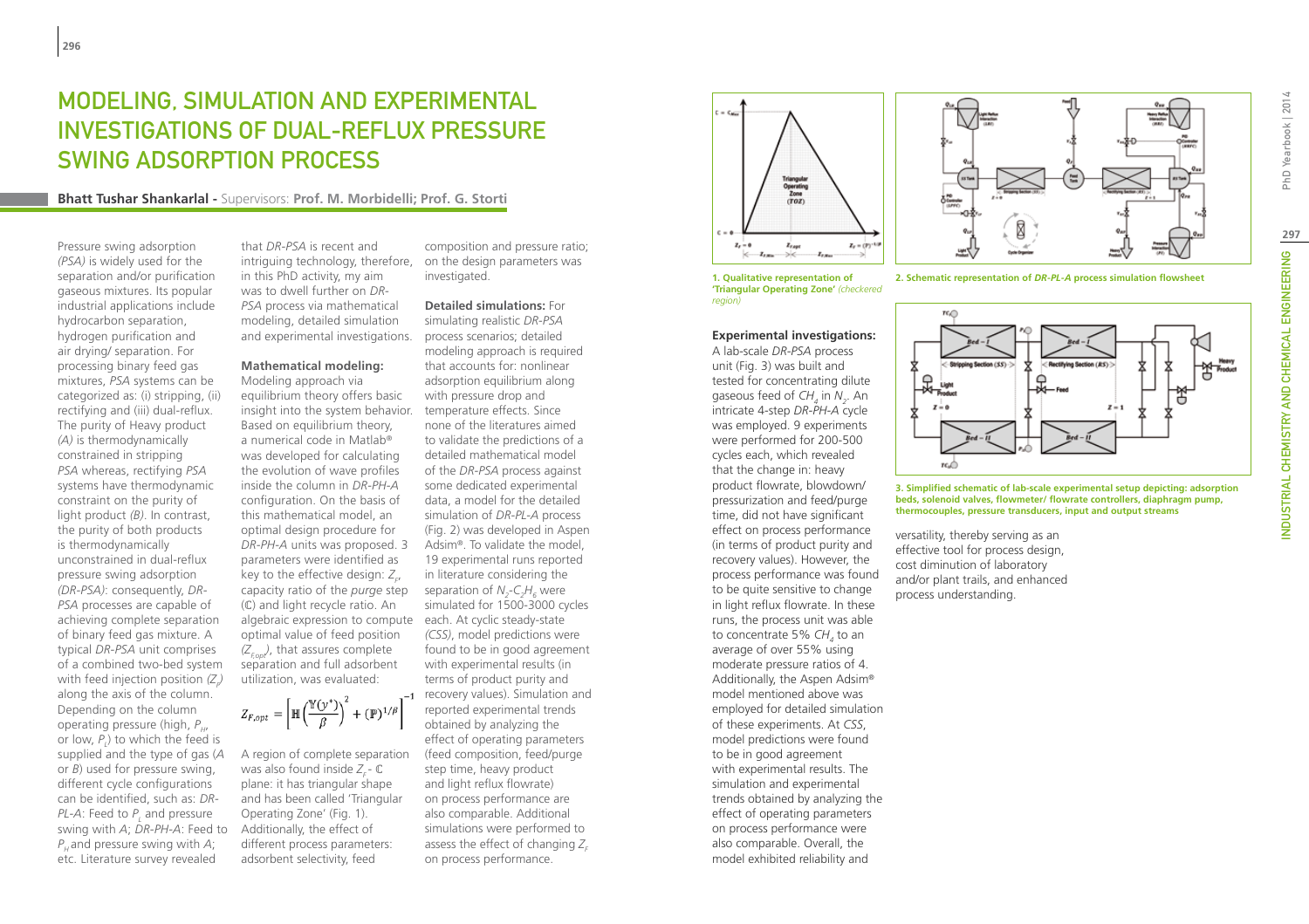# MODELING, SIMULATION AND EXPERIMENTAL INVESTIGATIONS OF DUAL-REFLUX PRESSURE SWING ADSORPTION PROCESS

**Bhatt Tushar Shankarlal -** Supervisors: **Prof. M. Morbidelli; Prof. G. Storti**

Pressure swing adsorption *(PSA)* is widely used for the separation and/or purification gaseous mixtures. Its popular industrial applications include hydrocarbon separation, hydrogen purification and air drying/ separation. For processing binary feed gas mixtures, *PSA* systems can be categorized as: (i) stripping, (ii) rectifying and (iii) dual-reflux. The purity of Heavy product *(A)* is thermodynamically constrained in stripping *PSA* whereas, rectifying *PSA* systems have thermodynamic constraint on the purity of light product *(B)*. In contrast, the purity of both products is thermodynamically unconstrained in dual-reflux pressure swing adsorption *(DR-PSA)*: consequently, *DR-PSA* processes are capable of achieving complete separation of binary feed gas mixture. A typical *DR-PSA* unit comprises of a combined two-bed system with feed injection position $(Z_F)$ along the axis of the column. Depending on the column operating pressure (high, $P_H$, or low, $P_L$) to which the feed is supplied and the type of gas (*A* or *B*) used for pressure swing, different cycle configurations can be identified, such as: *DR-PL-A*: Feed to $P_L$ and pressure swing with *A*; *DR-PH-A*: Feed to $P_H$ and pressure swing with *A*; etc. Literature survey revealed that *DR-PSA* is recent and intriguing technology, therefore, in this PhD activity, my aim was to dwell further on *DR-PSA* process via mathematical modeling, detailed simulation and experimental investigations.

**Mathematical modeling:** Modeling approach via equilibrium theory offers basic insight into the system behavior. Based on equilibrium theory, a numerical code in Matlab® was developed for calculating the evolution of wave profiles inside the column in *DR-PH-A* configuration. On the basis of this mathematical model, an optimal design procedure for *DR-PH-A* units was proposed. 3 parameters were identified as key to the effective design: $Z_F$, capacity ratio of the *purge* step ($\mathbb{C}$) and light recycle ratio. An algebraic expression to compute optimal value of feed position $(Z_{F,opt})$, that assures complete separation and full adsorbent utilization, was evaluated:

$$Z_{F,opt} = \left[\mathbb{H}\left(\frac{\mathbb{Y}(y^{*})}{\beta}\right)^{2} + (\mathbb{P})^{1/\beta}\right]^{-1}$$

A region of complete separation was also found inside $Z_F$ - $\mathbb{C}$ plane: it has triangular shape and has been called 'Triangular Operating Zone' (Fig. 1). Additionally, the effect of different process parameters: adsorbent selectivity, feed composition and pressure ratio; on the design parameters was investigated.

**Detailed simulations:** For simulating realistic *DR-PSA* process scenarios; detailed modeling approach is required that accounts for: nonlinear adsorption equilibrium along with pressure drop and temperature effects. Since none of the literatures aimed to validate the predictions of a detailed mathematical model of the *DR-PSA* process against some dedicated experimental data, a model for the detailed simulation of *DR-PL-A* process (Fig. 2) was developed in Aspen Adsim®. To validate the model, 19 experimental runs reported in literature considering the separation of $N_2$-$C_2H_6$ were simulated for 1500-3000 cycles each. At cyclic steady-state *(CSS)*, model predictions were found to be in good agreement with experimental results (in terms of product purity and recovery values). Simulation and reported experimental trends obtained by analyzing the effect of operating parameters (feed composition, feed/purge step time, heavy product and light reflux flowrate) on process performance are also comparable. Additional simulations were performed to assess the effect of changing $Z_F$ on process performance.

**1. Qualitative representation of 'Triangular Operating Zone'** *(checkered region)*

**2. Schematic representation of *DR-PL-A* process simulation flowsheet**

**Experimental investigations:** A lab-scale *DR-PSA* process unit (Fig. 3) was built and tested for concentrating dilute gaseous feed of $CH_4$ in $N_2$. An intricate 4-step *DR-PH-A* cycle was employed. 9 experiments were performed for 200-500 cycles each, which revealed that the change in: heavy product flowrate, blowdown/ pressurization and feed/purge time, did not have significant effect on process performance (in terms of product purity and recovery values). However, the process performance was found to be quite sensitive to change in light reflux flowrate. In these runs, the process unit was able to concentrate 5% $CH_4$ to an average of over 55% using moderate pressure ratios of 4. Additionally, the Aspen Adsim® model mentioned above was employed for detailed simulation of these experiments. At *CSS*, model predictions were found to be in good agreement with experimental results. The simulation and experimental trends obtained by analyzing the effect of operating parameters on process performance were also comparable. Overall, the model exhibited reliability and versatility, thereby serving as an effective tool for process design, cost diminution of laboratory and/or plant trails, and enhanced process understanding.

**3. Simplified schematic of lab-scale experimental setup depicting: adsorption beds, solenoid valves, flowmeter/ flowrate controllers, diaphragm pump, thermocouples, pressure transducers, input and output streams**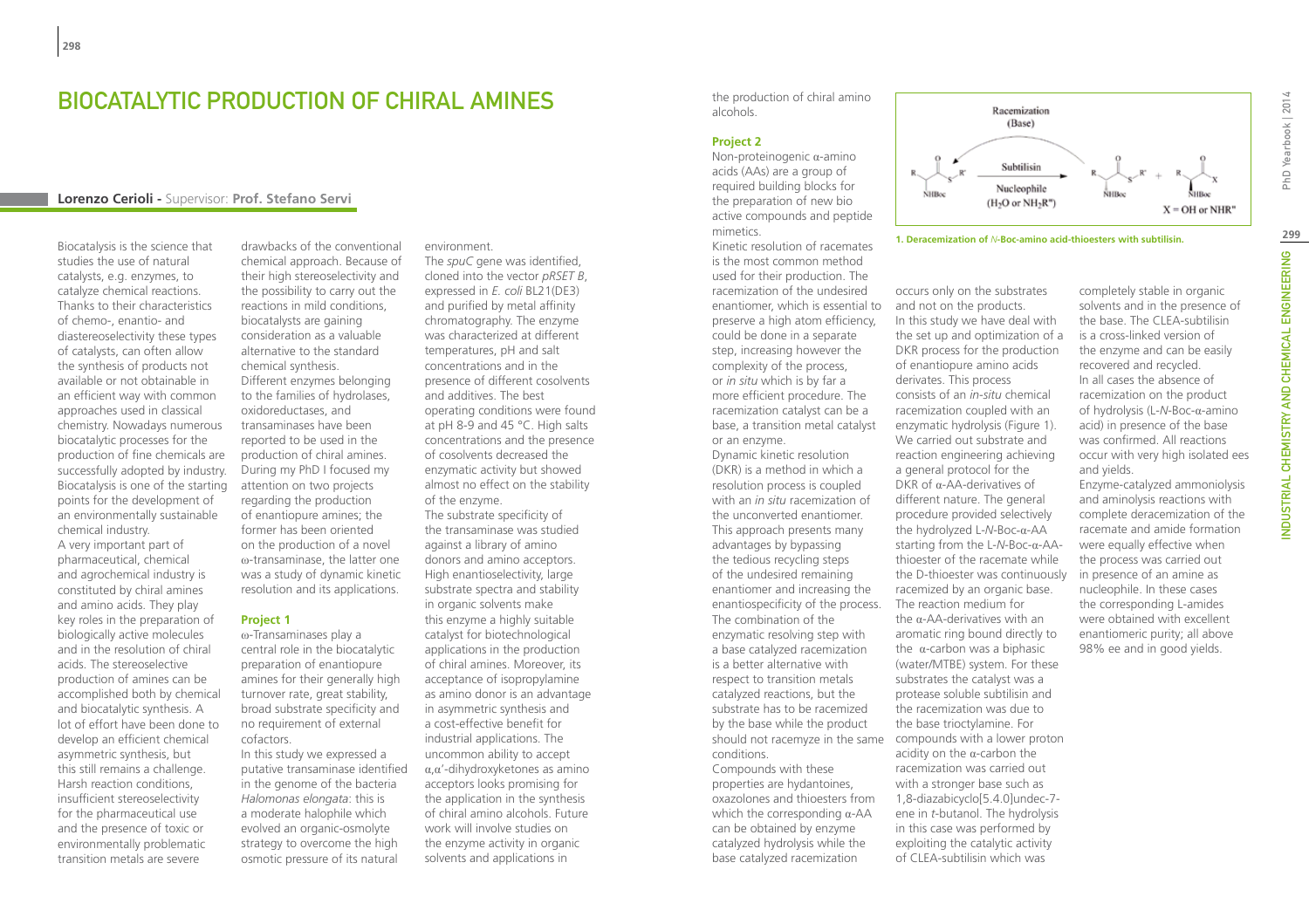# BIOCATALYTIC PRODUCTION OF CHIRAL AMINES

**Lorenzo Cerioli -** Supervisor: **Prof. Stefano Servi**

Biocatalysis is the science that studies the use of natural catalysts, e.g. enzymes, to catalyze chemical reactions. Thanks to their characteristics of chemo-, enantio- and diastereoselectivity these types of catalysts, can often allow the synthesis of products not available or not obtainable in an efficient way with common approaches used in classical chemistry. Nowadays numerous biocatalytic processes for the production of fine chemicals are successfully adopted by industry. Biocatalysis is one of the starting points for the development of an environmentally sustainable chemical industry.

A very important part of pharmaceutical, chemical and agrochemical industry is constituted by chiral amines and amino acids. They play key roles in the preparation of biologically active molecules and in the resolution of chiral acids. The stereoselective production of amines can be accomplished both by chemical and biocatalytic synthesis. A lot of effort have been done to develop an efficient chemical asymmetric synthesis, but this still remains a challenge. Harsh reaction conditions, insufficient stereoselectivity for the pharmaceutical use and the presence of toxic or environmentally problematic transition metals are severe drawbacks of the conventional chemical approach. Because of their high stereoselectivity and the possibility to carry out the reactions in mild conditions, biocatalysts are gaining consideration as a valuable alternative to the standard chemical synthesis.

Different enzymes belonging to the families of hydrolases, oxidoreductases, and transaminases have been reported to be used in the production of chiral amines. During my PhD I focused my attention on two projects regarding the production of enantiopure amines; the former has been oriented on the production of a novel ω-transaminase, the latter one was a study of dynamic kinetic resolution and its applications.

## Project 1

ω-Transaminases play a central role in the biocatalytic preparation of enantiopure amines for their generally high turnover rate, great stability, broad substrate specificity and no requirement of external cofactors.

In this study we expressed a putative transaminase identified in the genome of the bacteria *Halomonas elongata*: this is a moderate halophile which evolved an organic-osmolyte strategy to overcome the high osmotic pressure of its natural environment.

The *spuC* gene was identified, cloned into the vector *pRSET B*, expressed in *E. coli* BL21(DE3) and purified by metal affinity chromatography. The enzyme was characterized at different temperatures, pH and salt concentrations and in the presence of different cosolvents and additives. The best operating conditions were found at pH 8-9 and 45 °C. High salts concentrations and the presence of cosolvents decreased the enzymatic activity but showed almost no effect on the stability of the enzyme.

The substrate specificity of the transaminase was studied against a library of amino donors and amino acceptors. High enantioselectivity, large substrate spectra and stability in organic solvents make this enzyme a highly suitable catalyst for biotechnological applications in the production of chiral amines. Moreover, its acceptance of isopropylamine as amino donor is an advantage in asymmetric synthesis and a cost-effective benefit for industrial applications. The uncommon ability to accept α,α'-dihydroxyketones as amino acceptors looks promising for the application in the synthesis of chiral amino alcohols. Future work will involve studies on the enzyme activity in organic solvents and applications in the production of chiral amino alcohols.

## Project 2

Non-proteinogenic α-amino acids (AAs) are a group of required building blocks for the preparation of new bio active compounds and peptide mimetics.

Kinetic resolution of racemates is the most common method used for their production. The racemization of the undesired enantiomer, which is essential to preserve a high atom efficiency, could be done in a separate step, increasing however the complexity of the process, or *in situ* which is by far a more efficient procedure. The racemization catalyst can be a base, a transition metal catalyst or an enzyme.

Dynamic kinetic resolution (DKR) is a method in which a resolution process is coupled with an *in situ* racemization of the unconverted enantiomer. This approach presents many advantages by bypassing the tedious recycling steps of the undesired remaining enantiomer and increasing the enantiospecificity of the process. The combination of the enzymatic resolving step with a base catalyzed racemization is a better alternative with respect to transition metals catalyzed reactions, but the substrate has to be racemized by the base while the product should not racemyze in the same conditions.

Compounds with these properties are hydantoines, oxazolones and thioesters from which the corresponding α-AA can be obtained by enzyme catalyzed hydrolysis while the base catalyzed racemization occurs only on the substrates and not on the products.

1. Deracemization of *N*-Boc-amino acid-thioesters with subtilisin.

In this study we have deal with the set up and optimization of a DKR process for the production of enantiopure amino acids derivates. This process consists of an *in-situ* chemical racemization coupled with an enzymatic hydrolysis (Figure 1). We carried out substrate and reaction engineering achieving a general protocol for the DKR of α-AA-derivatives of different nature. The general procedure provided selectively the hydrolyzed L-*N*-Boc-α-AA starting from the L-*N*-Boc-α-AA-thioester of the racemate while the D-thioester was continuously racemized by an organic base. The reaction medium for the α-AA-derivatives with an aromatic ring bound directly to the α-carbon was a biphasic (water/MTBE) system. For these substrates the catalyst was a protease soluble subtilisin and the racemization was due to the base trioctylamine. For compounds with a lower proton acidity on the α-carbon the racemization was carried out with a stronger base such as 1,8-diazabicyclo[5.4.0]undec-7-ene in *t*-butanol. The hydrolysis in this case was performed by exploiting the catalytic activity of CLEA-subtilisin which was completely stable in organic solvents and in the presence of the base. The CLEA-subtilisin is a cross-linked version of the enzyme and can be easily recovered and recycled.

In all cases the absence of racemization on the product of hydrolysis (L-*N*-Boc-α-amino acid) in presence of the base was confirmed. All reactions occur with very high isolated ees and yields.

Enzyme-catalyzed ammoniolysis and aminolysis reactions with complete deracemization of the racemate and amide formation were equally effective when the process was carried out in presence of an amine as nucleophile. In these cases the corresponding L-amides were obtained with excellent enantiomeric purity; all above 98% ee and in good yields.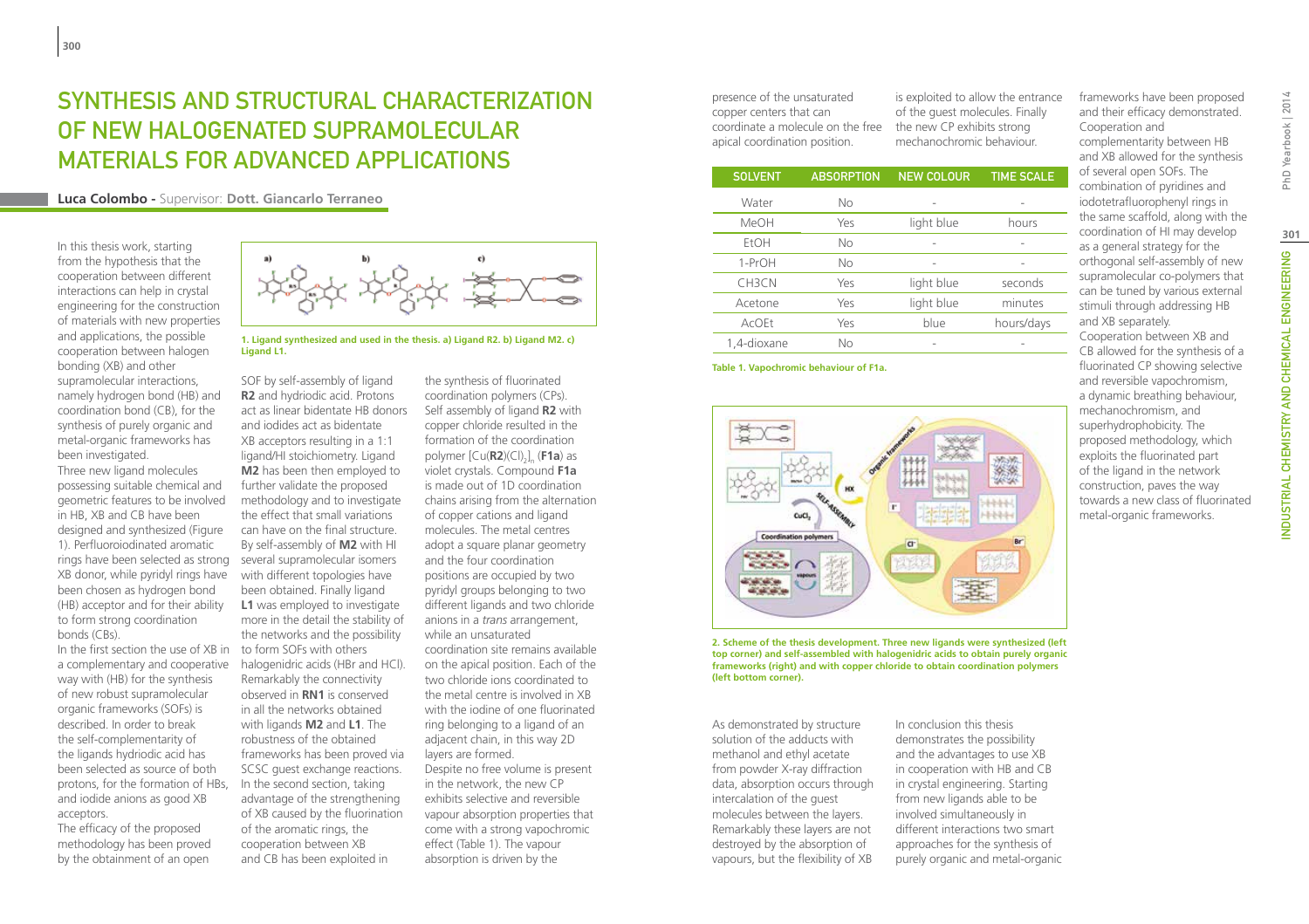# SYNTHESIS AND STRUCTURAL CHARACTERIZATION OF NEW HALOGENATED SUPRAMOLECULAR MATERIALS FOR ADVANCED APPLICATIONS

**Luca Colombo -** Supervisor: **Dott. Giancarlo Terraneo**

In this thesis work, starting from the hypothesis that the cooperation between different interactions can help in crystal engineering for the construction of materials with new properties and applications, the possible cooperation between halogen bonding (XB) and other supramolecular interactions, namely hydrogen bond (HB) and coordination bond (CB), for the synthesis of purely organic and metal-organic frameworks has been investigated.

Three new ligand molecules possessing suitable chemical and geometric features to be involved in HB, XB and CB have been designed and synthesized (Figure 1). Perfluoroiodinated aromatic rings have been selected as strong XB donor, while pyridyl rings have been chosen as hydrogen bond (HB) acceptor and for their ability to form strong coordination bonds (CBs).

In the first section the use of XB in a complementary and cooperative way with (HB) for the synthesis of new robust supramolecular organic frameworks (SOFs) is described. In order to break the self-complementarity of the ligands hydriodic acid has been selected as source of both protons, for the formation of HBs, and iodide anions as good XB acceptors.

The efficacy of the proposed methodology has been proved by the obtainment of an open

**1. Ligand synthesized and used in the thesis. a) Ligand R2. b) Ligand M2. c) Ligand L1.**

SOF by self-assembly of ligand **R2** and hydriodic acid. Protons act as linear bidentate HB donors and iodides act as bidentate XB acceptors resulting in a 1:1 ligand/HI stoichiometry. Ligand **M2** has been then employed to further validate the proposed methodology and to investigate the effect that small variations can have on the final structure. By self-assembly of **M2** with HI several supramolecular isomers with different topologies have been obtained. Finally ligand **L1** was employed to investigate more in the detail the stability of the networks and the possibility to form SOFs with others halogenidric acids (HBr and HCl). Remarkably the connectivity observed in **RN1** is conserved in all the networks obtained with ligands **M2** and **L1**. The robustness of the obtained frameworks has been proved via SCSC guest exchange reactions.

In the second section, taking advantage of the strengthening of XB caused by the fluorination of the aromatic rings, the cooperation between XB and CB has been exploited in the synthesis of fluorinated coordination polymers (CPs). Self assembly of ligand **R2** with copper chloride resulted in the formation of the coordination polymer $[Cu(\mathbf{R2})(Cl)_2]_n$ (**F1a**) as violet crystals. Compound **F1a** is made out of 1D coordination chains arising from the alternation of copper cations and ligand molecules. The metal centres adopt a square planar geometry and the four coordination positions are occupied by two pyridyl groups belonging to two different ligands and two chloride anions in a *trans* arrangement, while an unsaturated coordination site remains available on the apical position. Each of the two chloride ions coordinated to the metal centre is involved in XB with the iodine of one fluorinated ring belonging to a ligand of an adjacent chain, in this way 2D layers are formed.

Despite no free volume is present in the network, the new CP exhibits selective and reversible vapour absorption properties that come with a strong vapochromic effect (Table 1). The vapour absorption is driven by the presence of the unsaturated copper centers that can coordinate a molecule on the free apical coordination position.

| SOLVENT | ABSORPTION | NEW COLOUR | TIME SCALE |
|---|---|---|---|
| Water | No | - | - |
| MeOH | Yes | light blue | hours |
| EtOH | No | - | - |
| 1-PrOH | No | - | - |
| CH3CN | Yes | light blue | seconds |
| Acetone | Yes | light blue | minutes |
| AcOEt | Yes | blue | hours/days |
| 1,4-dioxane | No | - | - |

**Table 1. Vapochromic behaviour of F1a.**

**2. Scheme of the thesis development. Three new ligands were synthesized (left top corner) and self-assembled with halogenidric acids to obtain purely organic frameworks (right) and with copper chloride to obtain coordination polymers (left bottom corner).**

As demonstrated by structure solution of the adducts with methanol and ethyl acetate from powder X-ray diffraction data, absorption occurs through intercalation of the guest molecules between the layers. Remarkably these layers are not destroyed by the absorption of vapours, but the flexibility of XB is exploited to allow the entrance of the guest molecules. Finally the new CP exhibits strong mechanochromic behaviour.

In conclusion this thesis demonstrates the possibility and the advantages to use XB in cooperation with HB and CB in crystal engineering. Starting from new ligands able to be involved simultaneously in different interactions two smart approaches for the synthesis of purely organic and metal-organic frameworks have been proposed and their efficacy demonstrated. Cooperation and complementarity between HB and XB allowed for the synthesis of several open SOFs. The combination of pyridines and iodotetrafluorophenyl rings in the same scaffold, along with the coordination of HI may develop as a general strategy for the orthogonal self-assembly of new supramolecular co-polymers that can be tuned by various external stimuli through addressing HB and XB separately.

Cooperation between XB and CB allowed for the synthesis of a fluorinated CP showing selective and reversible vapochromism, a dynamic breathing behaviour, mechanochromism, and superhydrophobicity. The proposed methodology, which exploits the fluorinated part of the ligand in the network construction, paves the way towards a new class of fluorinated metal-organic frameworks.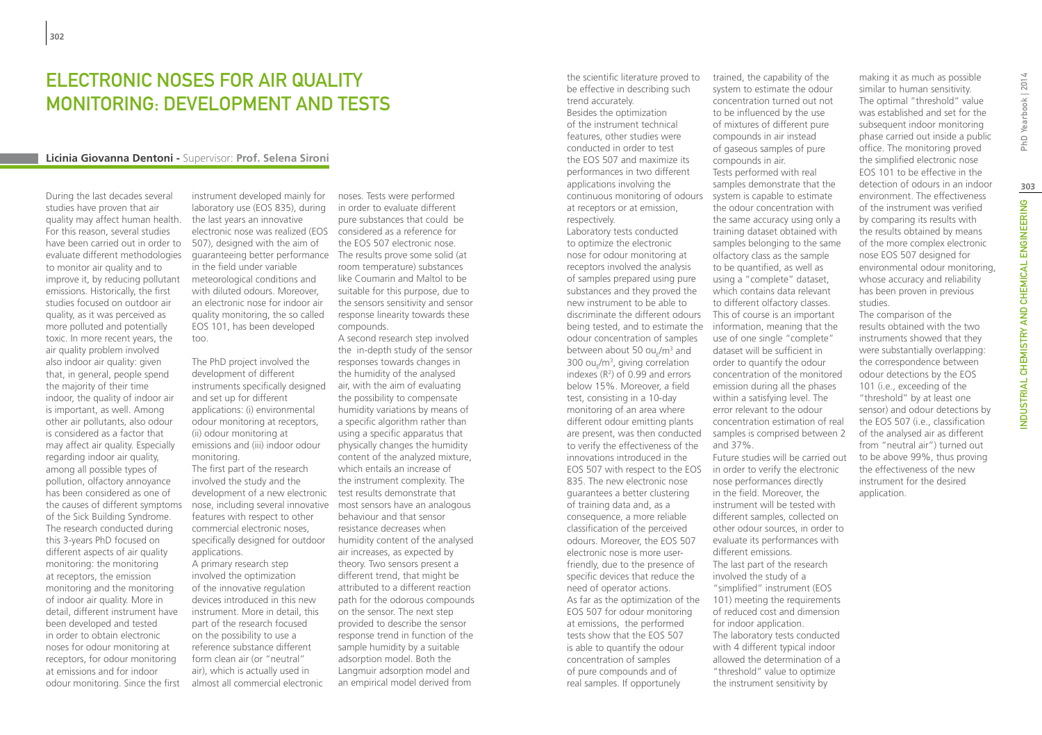# Electronic Noses for Air Quality Monitoring: Development and Tests

**Licinia Giovanna Dentoni** - Supervisor: **Prof. Selena Sironi**

During the last decades several studies have proven that air quality may affect human health. For this reason, several studies have been carried out in order to evaluate different methodologies to monitor air quality and to improve it, by reducing pollutant emissions. Historically, the first studies focused on outdoor air quality, as it was perceived as more polluted and potentially toxic. In more recent years, the air quality problem involved also indoor air quality: given that, in general, people spend the majority of their time indoor, the quality of indoor air is important, as well. Among other air pollutants, also odour is considered as a factor that may affect air quality. Especially regarding indoor air quality, among all possible types of pollution, olfactory annoyance has been considered as one of the causes of different symptoms of the Sick Building Syndrome. The research conducted during this 3-years PhD focused on different aspects of air quality monitoring: the monitoring at receptors, the emission monitoring and the monitoring of indoor air quality. More in detail, different instrument have been developed and tested in order to obtain electronic noses for odour monitoring at receptors, for odour monitoring at emissions and for indoor odour monitoring. Since the first instrument developed mainly for laboratory use (EOS 835), during the last years an innovative electronic nose was realized (EOS 507), designed with the aim of guaranteeing better performance in the field under variable meteorological conditions and with diluted odours. Moreover, an electronic nose for indoor air quality monitoring, the so called EOS 101, has been developed too.

The PhD project involved the development of different instruments specifically designed and set up for different applications: (i) environmental odour monitoring at receptors, (ii) odour monitoring at emissions and (iii) indoor odour monitoring.

The first part of the research involved the study and the development of a new electronic nose, including several innovative features with respect to other commercial electronic noses, specifically designed for outdoor applications.

A primary research step involved the optimization of the innovative regulation devices introduced in this new instrument. More in detail, this part of the research focused on the possibility to use a reference substance different form clean air (or "neutral" air), which is actually used in almost all commercial electronic noses. Tests were performed in order to evaluate different pure substances that could be considered as a reference for the EOS 507 electronic nose. The results prove some solid (at room temperature) substances like Coumarin and Maltol to be suitable for this purpose, due to the sensors sensitivity and sensor response linearity towards these compounds.

A second research step involved the in-depth study of the sensor responses towards changes in the humidity of the analysed air, with the aim of evaluating the possibility to compensate humidity variations by means of a specific algorithm rather than using a specific apparatus that physically changes the humidity content of the analyzed mixture, which entails an increase of the instrument complexity. The test results demonstrate that most sensors have an analogous behaviour and that sensor resistance decreases when humidity content of the analysed air increases, as expected by theory. Two sensors present a different trend, that might be attributed to a different reaction path for the odorous compounds on the sensor. The next step provided to describe the sensor response trend in function of the sample humidity by a suitable adsorption model. Both the Langmuir adsorption model and an empirical model derived from the scientific literature proved to be effective in describing such trend accurately.

Besides the optimization of the instrument technical features, other studies were conducted in order to test the EOS 507 and maximize its performances in two different applications involving the continuous monitoring of odours at receptors or at emission, respectively.

Laboratory tests conducted to optimize the electronic nose for odour monitoring at receptors involved the analysis of samples prepared using pure substances and they proved the new instrument to be able to discriminate the different odours being tested, and to estimate the odour concentration of samples between about 50 $ou_E/m^3$ and 300 $ou_E/m^3$, giving correlation indexes ($R^2$) of 0.99 and errors below 15%. Moreover, a field test, consisting in a 10-day monitoring of an area where different odour emitting plants are present, was then conducted to verify the effectiveness of the innovations introduced in the EOS 507 with respect to the EOS 835. The new electronic nose guarantees a better clustering of training data and, as a consequence, a more reliable classification of the perceived odours. Moreover, the EOS 507 electronic nose is more user-friendly, due to the presence of specific devices that reduce the need of operator actions.

As far as the optimization of the EOS 507 for odour monitoring at emissions, the performed tests show that the EOS 507 is able to quantify the odour concentration of samples of pure compounds and of real samples. If opportunely trained, the capability of the system to estimate the odour concentration turned out not to be influenced by the use of mixtures of different pure compounds in air instead of gaseous samples of pure compounds in air.

Tests performed with real samples demonstrate that the system is capable to estimate the odour concentration with the same accuracy using only a training dataset obtained with samples belonging to the same olfactory class as the sample to be quantified, as well as using a "complete" dataset, which contains data relevant to different olfactory classes. This of course is an important information, meaning that the use of one single "complete" dataset will be sufficient in order to quantify the odour concentration of the monitored emission during all the phases within a satisfying level. The error relevant to the odour concentration estimation of real samples is comprised between 2 and 37%.

Future studies will be carried out in order to verify the electronic nose performances directly in the field. Moreover, the instrument will be tested with different samples, collected on other odour sources, in order to evaluate its performances with different emissions.

The last part of the research involved the study of a "simplified" instrument (EOS 101) meeting the requirements of reduced cost and dimension for indoor application.

The laboratory tests conducted with 4 different typical indoor allowed the determination of a "threshold" value to optimize the instrument sensitivity by making it as much as possible similar to human sensitivity. The optimal "threshold" value was established and set for the subsequent indoor monitoring phase carried out inside a public office. The monitoring proved the simplified electronic nose EOS 101 to be effective in the detection of odours in an indoor environment. The effectiveness of the instrument was verified by comparing its results with the results obtained by means of the more complex electronic nose EOS 507 designed for environmental odour monitoring, whose accuracy and reliability has been proven in previous studies.

The comparison of the results obtained with the two instruments showed that they were substantially overlapping: the correspondence between odour detections by the EOS 101 (i.e., exceeding of the "threshold" by at least one sensor) and odour detections by the EOS 507 (i.e., classification of the analysed air as different from "neutral air") turned out to be above 99%, thus proving the effectiveness of the new instrument for the desired application.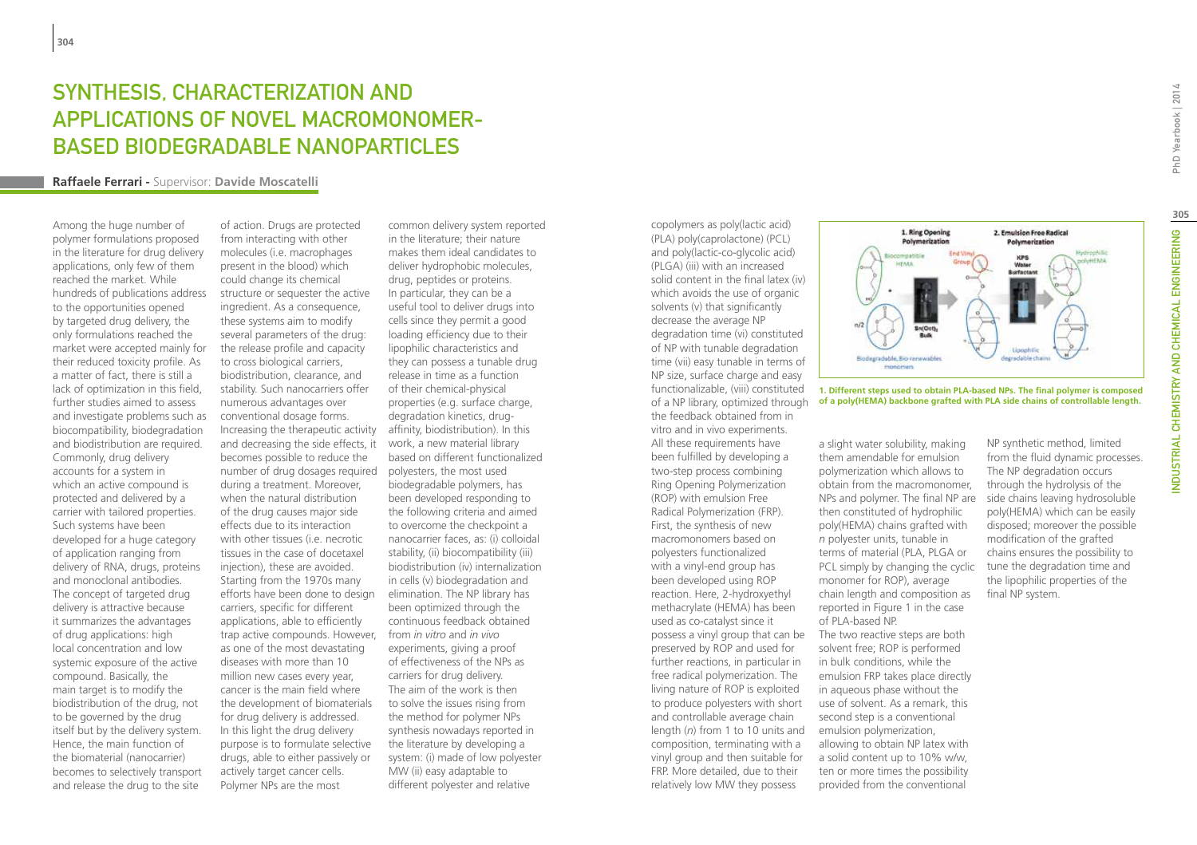# Synthesis, Characterization and Applications of Novel Macromonomer-Based Biodegradable Nanoparticles

**Raffaele Ferrari** - Supervisor: **Davide Moscatelli**

Among the huge number of polymer formulations proposed in the literature for drug delivery applications, only few of them reached the market. While hundreds of publications address to the opportunities opened by targeted drug delivery, the only formulations reached the market were accepted mainly for their reduced toxicity profile. As a matter of fact, there is still a lack of optimization in this field, further studies aimed to assess and investigate problems such as biocompatibility, biodegradation and biodistribution are required. Commonly, drug delivery accounts for a system in which an active compound is protected and delivered by a carrier with tailored properties. Such systems have been developed for a huge category of application ranging from delivery of RNA, drugs, proteins and monoclonal antibodies. The concept of targeted drug delivery is attractive because it summarizes the advantages of drug applications: high local concentration and low systemic exposure of the active compound. Basically, the main target is to modify the biodistribution of the drug, not to be governed by the drug itself but by the delivery system. Hence, the main function of the biomaterial (nanocarrier) becomes to selectively transport and release the drug to the site of action. Drugs are protected from interacting with other molecules (i.e. macrophages present in the blood) which could change its chemical structure or sequester the active ingredient. As a consequence, these systems aim to modify several parameters of the drug: the release profile and capacity to cross biological carriers, biodistribution, clearance, and stability. Such nanocarriers offer numerous advantages over conventional dosage forms. Increasing the therapeutic activity and decreasing the side effects, it becomes possible to reduce the number of drug dosages required during a treatment. Moreover, when the natural distribution of the drug causes major side effects due to its interaction with other tissues (i.e. necrotic tissues in the case of docetaxel injection), these are avoided. Starting from the 1970s many efforts have been done to design carriers, specific for different applications, able to efficiently trap active compounds. However, as one of the most devastating diseases with more than 10 million new cases every year, cancer is the main field where the development of biomaterials for drug delivery is addressed. In this light the drug delivery purpose is to formulate selective drugs, able to either passively or actively target cancer cells. Polymer NPs are the most common delivery system reported in the literature; their nature makes them ideal candidates to deliver hydrophobic molecules, drug, peptides or proteins. In particular, they can be a useful tool to deliver drugs into cells since they permit a good loading efficiency due to their lipophilic characteristics and they can possess a tunable drug release in time as a function of their chemical-physical properties (e.g. surface charge, degradation kinetics, drug-affinity, biodistribution). In this work, a new material library based on different functionalized polyesters, the most used biodegradable polymers, has been developed responding to the following criteria and aimed to overcome the checkpoint a nanocarrier faces, as: (i) colloidal stability, (ii) biocompatibility (iii) biodistribution (iv) internalization in cells (v) biodegradation and elimination. The NP library has been optimized through the continuous feedback obtained from *in vitro* and *in vivo* experiments, giving a proof of effectiveness of the NPs as carriers for drug delivery. The aim of the work is then to solve the issues rising from the method for polymer NPs synthesis nowadays reported in the literature by developing a system: (i) made of low polyester MW (ii) easy adaptable to different polyester and relative copolymers as poly(lactic acid) (PLA) poly(caprolactone) (PCL) and poly(lactic-co-glycolic acid) (PLGA) (iii) with an increased solid content in the final latex (iv) which avoids the use of organic solvents (v) that significantly decrease the average NP degradation time (vi) constituted of NP with tunable degradation time (vii) easy tunable in terms of NP size, surface charge and easy functionalizable, (viii) constituted of a NP library, optimized through the feedback obtained from in vitro and in vivo experiments. All these requirements have been fulfilled by developing a two-step process combining Ring Opening Polymerization (ROP) with emulsion Free Radical Polymerization (FRP). First, the synthesis of new macromonomers based on polyesters functionalized with a vinyl-end group has been developed using ROP reaction. Here, 2-hydroxyethyl methacrylate (HEMA) has been used as co-catalyst since it possess a vinyl group that can be preserved by ROP and used for further reactions, in particular in free radical polymerization. The living nature of ROP is exploited to produce polyesters with short and controllable average chain length (*n*) from 1 to 10 units and composition, terminating with a vinyl group and then suitable for FRP. More detailed, due to their relatively low MW they possess a slight water solubility, making them amendable for emulsion polymerization which allows to obtain from the macromonomer, NPs and polymer. The final NP are then constituted of hydrophilic poly(HEMA) chains grafted with *n* polyester units, tunable in terms of material (PLA, PLGA or PCL simply by changing the cyclic monomer for ROP), average chain length and composition as reported in Figure 1 in the case of PLA-based NP.

**1. Different steps used to obtain PLA-based NPs. The final polymer is composed of a poly(HEMA) backbone grafted with PLA side chains of controllable length.**

The two reactive steps are both solvent free; ROP is performed in bulk conditions, while the emulsion FRP takes place directly in aqueous phase without the use of solvent. As a remark, this second step is a conventional emulsion polymerization, allowing to obtain NP latex with a solid content up to 10% w/w, ten or more times the possibility provided from the conventional NP synthetic method, limited from the fluid dynamic processes. The NP degradation occurs through the hydrolysis of the side chains leaving hydrosoluble poly(HEMA) which can be easily disposed; moreover the possible modification of the grafted chains ensures the possibility to tune the degradation time and the lipophilic properties of the final NP system.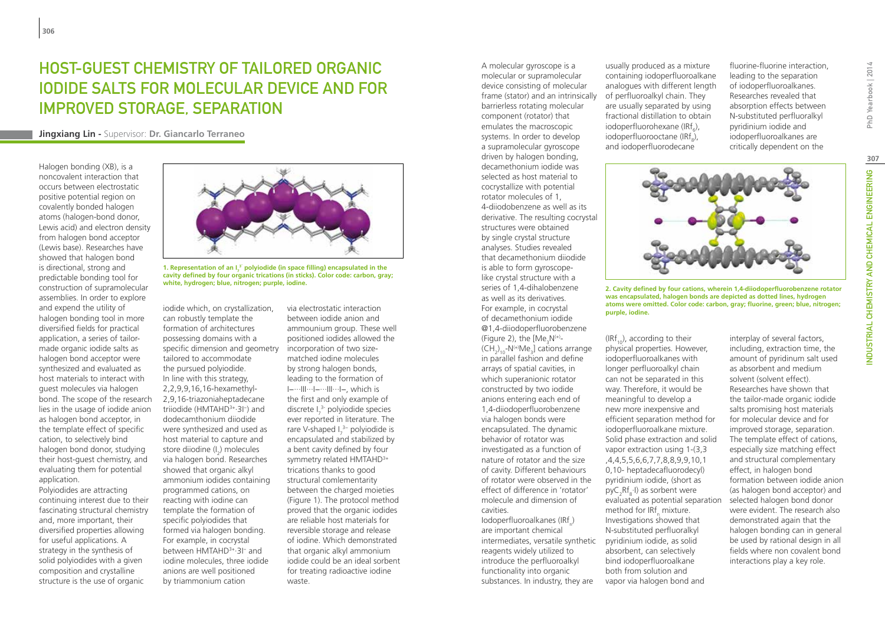# Host-Guest Chemistry of Tailored Organic Iodide Salts for Molecular Device and for Improved Storage, Separation

**Jingxiang Lin** - Supervisor: **Dr. Giancarlo Terraneo**

Halogen bonding (XB), is a noncovalent interaction that occurs between electrostatic positive potential region on covalently bonded halogen atoms (halogen-bond donor, Lewis acid) and electron density from halogen bond acceptor (Lewis base). Researches have showed that halogen bond is directional, strong and predictable bonding tool for construction of supramolecular assemblies. In order to explore and expend the utility of halogen bonding tool in more diversified fields for practical application, a series of tailor-made organic iodide salts as halogen bond acceptor were synthesized and evaluated as host materials to interact with guest molecules via halogen bond. The scope of the research lies in the usage of iodide anion as halogen bond acceptor, in the template effect of specific cation, to selectively bind halogen bond donor, studying their host-guest chemistry, and evaluating them for potential application.

Polyiodides are attracting continuing interest due to their fascinating structural chemistry and, more important, their diversified properties allowing for useful applications. A strategy in the synthesis of solid polyiodides with a given composition and crystalline structure is the use of organic iodide which, on crystallization, can robustly template the formation of architectures possessing domains with a specific dimension and geometry tailored to accommodate the pursued polyiodide. In line with this strategy, 2,2,9,9,16,16-hexamethyl-2,9,16-triazoniaheptadecane triiodide ($HMTAHD^{3+}·3I^{-}$) and dodecamthonium diiodide were synthesized and used as host material to capture and store diiodine ($I_2$) molecules via halogen bond. Researches showed that organic alkyl ammonium iodides containing programmed cations, on reacting with iodine can template the formation of specific polyiodides that formed via halogen bonding. For example, in cocrystal between $HMTAHD^{3+}·3I^{-}$ and iodine molecules, three iodide anions are well positioned by triammonium cation via electrostatic interaction between iodide anion and ammonium group. These well positioned iodides allowed the incorporation of two size-matched iodine molecules by strong halogen bonds, leading to the formation of I−···II···I−···II···I−, which is the first and only example of discrete $I_7^{3-}$ polyiodide species ever reported in literature. The rare V-shaped $I_7^{3-}$ polyiodide is encapsulated and stabilized by a bent cavity defined by four symmetry related $HMTAHD^{3+}$ trications thanks to good structural comlementarity between the charged moieties (Figure 1). The protocol method proved that the organic iodides are reliable host materials for reversible storage and release of iodine. Which demonstrated that organic alkyl ammonium iodide could be an ideal sorbent for treating radioactive iodine waste.

1. Representation of an $I_7^{3-}$ polyiodide (in space filling) encapsulated in the cavity defined by four organic trications (in sticks). Color code: carbon, gray; white, hydrogen; blue, nitrogen; purple, iodine.

A molecular gyroscope is a molecular or supramolecular device consisting of molecular frame (stator) and an intrinsically barrierless rotating molecular component (rotator) that emulates the macroscopic systems. In order to develop a supramolecular gyroscope driven by halogen bonding, decamethonium iodide was selected as host material to cocrystallize with potential rotator molecules of 1, 4-diiodobenzene as well as its derivative. The resulting cocrystal structures were obtained by single crystal structure analyses. Studies revealed that decamethonium diiodide is able to form gyroscope-like crystal structure with a series of 1,4-dihalobenzene as well as its derivatives. For example, in cocrystal of decamethonium iodide @1,4-diiodoperfluorobenzene (Figure 2), the $[Me_3N^{(+)}-(CH_2)_{10}-N^{(+)}Me_3]$ cations arrange in parallel fashion and define arrays of spatial cavities, in which superanionic rotator constructed by two iodide anions entering each end of 1,4-diiodoperfluorobenzene via halogen bonds were encapsulated. The dynamic behavior of rotator was investigated as a function of nature of rotator and the size of cavity. Different behaviours of rotator were observed in the effect of difference in 'rotator' molecule and dimension of cavities.

Iodoperfluoroalkanes ($IRf_n$) are important chemical intermediates, versatile synthetic reagents widely utilized to introduce the perfluoroalkyl functionality into organic substances. In industry, they are usually produced as a mixture containing iodoperfluoroalkane analogues with different length of perfluoroalkyl chain. They are usually separated by using fractional distillation to obtain iodoperfluorohexane ($IRf_6$), iodoperfluorooctane ($IRf_8$), and iodoperfluorodecane ($IRf_{10}$), according to their physical properties. However, iodoperfluoroalkanes with longer perfluoroalkyl chain can not be separated in this way. Therefore, it would be meaningful to develop a new more inexpensive and efficient separation method for iodoperfluoroalkane mixture. Solid phase extraction and solid vapor extraction using 1-(3,3 ,4,4,5,5,6,6,7,7,8,8,9,9,10,1 0,10- heptadecafluorodecyl) pyridinium iodide, (short as $pyC_2Rf_8$·I) as sorbent were evaluated as potential separation method for $IRf_n$ mixture. Investigations showed that N-substituted perfluoroalkyl pyridinium iodide, as solid absorbent, can selectively bind iodoperfluoroalkane both from solution and vapor via halogen bond and fluorine-fluorine interaction, leading to the separation of iodoperfluoroalkanes. Researches revealed that absorption effects between N-substituted perfluoralkyl pyridinium iodide and iodoperfluoroalkanes are critically dependent on the interplay of several factors, including, extraction time, the amount of pyridinum salt used as absorbent and medium solvent (solvent effect). Researches have shown that the tailor-made organic iodide salts promising host materials for molecular device and for improved storage, separation. The template effect of cations, especially size matching effect and structural complementary effect, in halogen bond formation between iodide anion (as halogen bond acceptor) and selected halogen bond donor were evident. The research also demonstrated again that the halogen bonding can in general be used by rational design in all fields where non covalent bond interactions play a key role.

2. Cavity defined by four cations, wherein 1,4-diiodoperfluorobenzene rotator was encapsulated, halogen bonds are depicted as dotted lines, hydrogen atoms were omitted. Color code: carbon, gray; fluorine, green; blue, nitrogen; purple, iodine.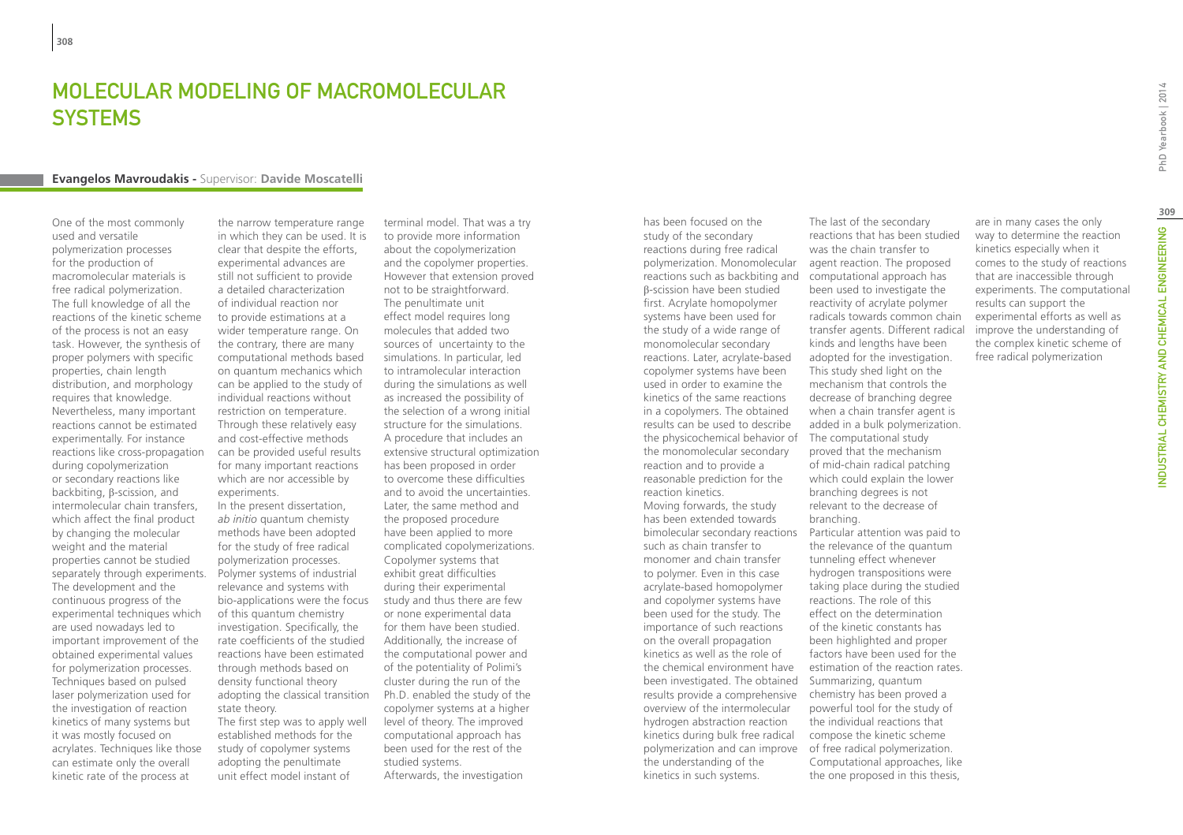# MOLECULAR MODELING OF MACROMOLECULAR SYSTEMS

**Evangelos Mavroudakis** - Supervisor: **Davide Moscatelli**

One of the most commonly used and versatile polymerization processes for the production of macromolecular materials is free radical polymerization. The full knowledge of all the reactions of the kinetic scheme of the process is not an easy task. However, the synthesis of proper polymers with specific properties, chain length distribution, and morphology requires that knowledge. Nevertheless, many important reactions cannot be estimated experimentally. For instance reactions like cross-propagation during copolymerization or secondary reactions like backbiting, β-scission, and intermolecular chain transfers, which affect the final product by changing the molecular weight and the material properties cannot be studied separately through experiments. The development and the continuous progress of the experimental techniques which are used nowadays led to important improvement of the obtained experimental values for polymerization processes. Techniques based on pulsed laser polymerization used for the investigation of reaction kinetics of many systems but it was mostly focused on acrylates. Techniques like those can estimate only the overall kinetic rate of the process at the narrow temperature range in which they can be used. It is clear that despite the efforts, experimental advances are still not sufficient to provide a detailed characterization of individual reaction nor to provide estimations at a wider temperature range. On the contrary, there are many computational methods based on quantum mechanics which can be applied to the study of individual reactions without restriction on temperature. Through these relatively easy and cost-effective methods can be provided useful results for many important reactions which are nor accessible by experiments.

In the present dissertation, *ab initio* quantum chemistry methods have been adopted for the study of free radical polymerization processes. Polymer systems of industrial relevance and systems with bio-applications were the focus of this quantum chemistry investigation. Specifically, the rate coefficients of the studied reactions have been estimated through methods based on density functional theory adopting the classical transition state theory.

The first step was to apply well established methods for the study of copolymer systems adopting the penultimate unit effect model instant of terminal model. That was a try to provide more information about the copolymerization and the copolymer properties. However that extension proved not to be straightforward. The penultimate unit effect model requires long molecules that added two sources of uncertainty to the simulations. In particular, led to intramolecular interaction during the simulations as well as increased the possibility of the selection of a wrong initial structure for the simulations. A procedure that includes an extensive structural optimization has been proposed in order to overcome these difficulties and to avoid the uncertainties. Later, the same method and the proposed procedure have been applied to more complicated copolymerizations. Copolymer systems that exhibit great difficulties during their experimental study and thus there are few or none experimental data for them have been studied. Additionally, the increase of the computational power and of the potentiality of Polimi's cluster during the run of the Ph.D. enabled the study of the copolymer systems at a higher level of theory. The improved computational approach has been used for the rest of the studied systems.

Afterwards, the investigation has been focused on the study of the secondary reactions during free radical polymerization. Monomolecular reactions such as backbiting and β-scission have been studied first. Acrylate homopolymer systems have been used for the study of a wide range of monomolecular secondary reactions. Later, acrylate-based copolymer systems have been used in order to examine the kinetics of the same reactions in a copolymers. The obtained results can be used to describe the physicochemical behavior of the monomolecular secondary reaction and to provide a reasonable prediction for the reaction kinetics.

Moving forwards, the study has been extended towards bimolecular secondary reactions such as chain transfer to monomer and chain transfer to polymer. Even in this case acrylate-based homopolymer and copolymer systems have been used for the study. The importance of such reactions on the overall propagation kinetics as well as the role of the chemical environment have been investigated. The obtained results provide a comprehensive overview of the intermolecular hydrogen abstraction reaction kinetics during bulk free radical polymerization and can improve the understanding of the kinetics in such systems.

The last of the secondary reactions that has been studied was the chain transfer to agent reaction. The proposed computational approach has been used to investigate the reactivity of acrylate polymer radicals towards common chain transfer agents. Different radical kinds and lengths have been adopted for the investigation. This study shed light on the mechanism that controls the decrease of branching degree when a chain transfer agent is added in a bulk polymerization. The computational study proved that the mechanism of mid-chain radical patching which could explain the lower branching degrees is not relevant to the decrease of branching.

Particular attention was paid to the relevance of the quantum tunneling effect whenever hydrogen transpositions were taking place during the studied reactions. The role of this effect on the determination of the kinetic constants has been highlighted and proper factors have been used for the estimation of the reaction rates.

Summarizing, quantum chemistry has been proved a powerful tool for the study of the individual reactions that compose the kinetic scheme of free radical polymerization. Computational approaches, like the one proposed in this thesis, are in many cases the only way to determine the reaction kinetics especially when it comes to the study of reactions that are inaccessible through experiments. The computational results can support the experimental efforts as well as improve the understanding of the complex kinetic scheme of free radical polymerization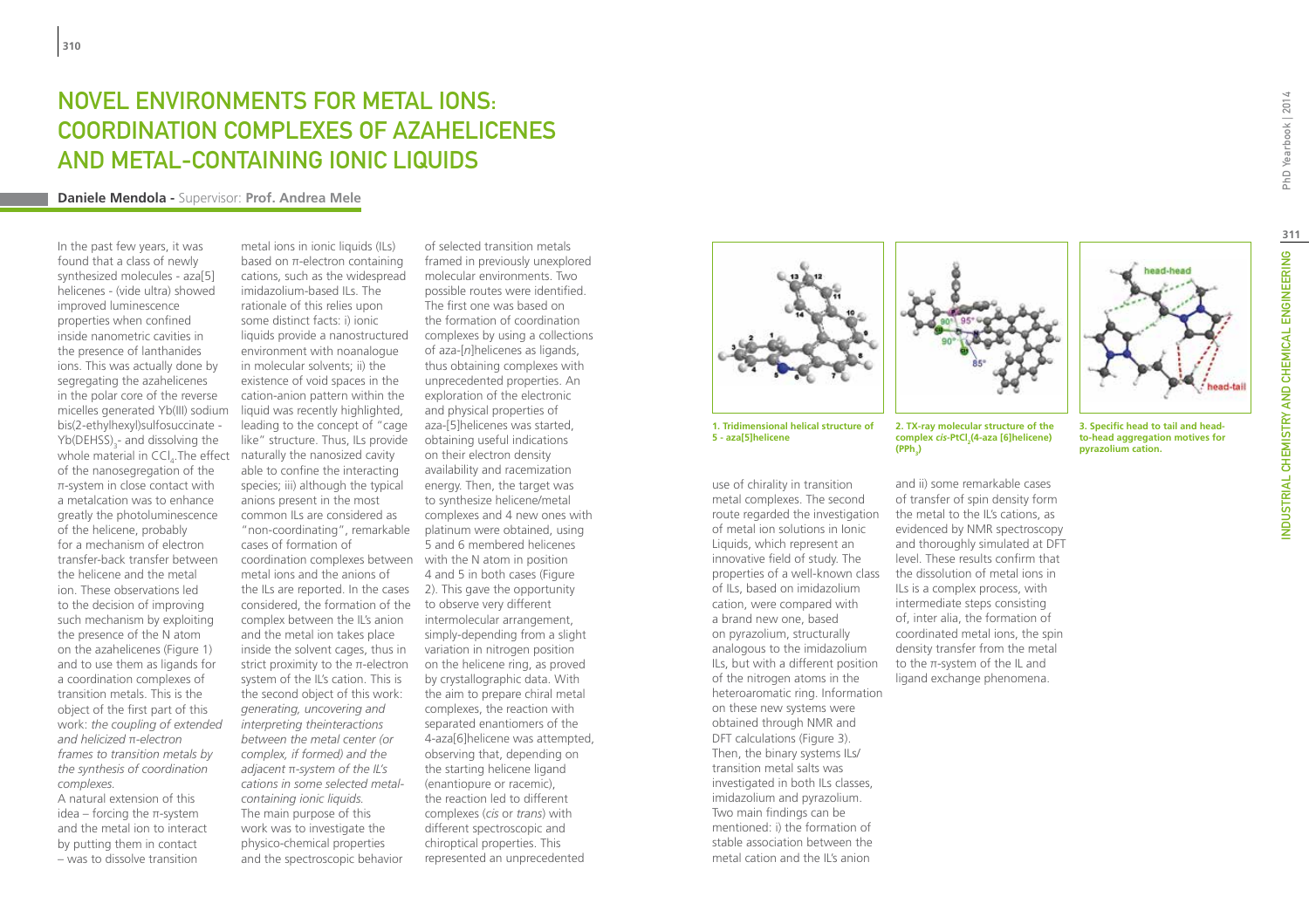# NOVEL ENVIRONMENTS FOR METAL IONS: COORDINATION COMPLEXES OF AZAHELICENES AND METAL-CONTAINING IONIC LIQUIDS

**Daniele Mendola -** Supervisor: **Prof. Andrea Mele**

In the past few years, it was found that a class of newly synthesized molecules - aza[5] helicenes - (vide ultra) showed improved luminescence properties when confined inside nanometric cavities in the presence of lanthanides ions. This was actually done by segregating the azahelicenes in the polar core of the reverse micelles generated Yb(III) sodium bis(2-ethylhexyl)sulfosuccinate - $Yb(DEHSS)_3$- and dissolving the whole material in $CCl_4$.The effect of the nanosegregation of the π-system in close contact with a metalcation was to enhance greatly the photoluminescence of the helicene, probably for a mechanism of electron transfer-back transfer between the helicene and the metal ion. These observations led to the decision of improving such mechanism by exploiting the presence of the N atom on the azahelicenes (Figure 1) and to use them as ligands for a coordination complexes of transition metals. This is the object of the first part of this work: *the coupling of extended and helicized π-electron frames to transition metals by the synthesis of coordination complexes.*

A natural extension of this idea – forcing the π-system and the metal ion to interact by putting them in contact – was to dissolve transition metal ions in ionic liquids (ILs) based on π-electron containing cations, such as the widespread imidazolium-based ILs. The rationale of this relies upon some distinct facts: i) ionic liquids provide a nanostructured environment with noanalogue in molecular solvents; ii) the existence of void spaces in the cation-anion pattern within the liquid was recently highlighted, leading to the concept of "cage like" structure. Thus, ILs provide naturally the nanosized cavity able to confine the interacting species; iii) although the typical anions present in the most common ILs are considered as "non-coordinating", remarkable cases of formation of coordination complexes between metal ions and the anions of the ILs are reported. In the cases considered, the formation of the complex between the IL's anion and the metal ion takes place inside the solvent cages, thus in strict proximity to the π-electron system of the IL's cation. This is the second object of this work: *generating, uncovering and interpreting theinteractions between the metal center (or complex, if formed) and the adjacent π-system of the IL's cations in some selected metal-containing ionic liquids.*

The main purpose of this work was to investigate the physico-chemical properties and the spectroscopic behavior of selected transition metals framed in previously unexplored molecular environments. Two possible routes were identified. The first one was based on the formation of coordination complexes by using a collections of aza-[*n*]helicenes as ligands, thus obtaining complexes with unprecedented properties. An exploration of the electronic and physical properties of aza-[5]helicenes was started, obtaining useful indications on their electron density availability and racemization energy. Then, the target was to synthesize helicene/metal complexes and 4 new ones with platinum were obtained, using 5 and 6 membered helicenes with the N atom in position 4 and 5 in both cases (Figure 2). This gave the opportunity to observe very different intermolecular arrangement, simply-depending from a slight variation in nitrogen position on the helicene ring, as proved by crystallographic data. With the aim to prepare chiral metal complexes, the reaction with separated enantiomers of the 4-aza[6]helicene was attempted, observing that, depending on the starting helicene ligand (enantiopure or racemic), the reaction led to different complexes (*cis* or *trans*) with different spectroscopic and chiroptical properties. This represented an unprecedented use of chirality in transition metal complexes. The second route regarded the investigation of metal ion solutions in Ionic Liquids, which represent an innovative field of study. The properties of a well-known class of ILs, based on imidazolium cation, were compared with a brand new one, based on pyrazolium, structurally analogous to the imidazolium ILs, but with a different position of the nitrogen atoms in the heteroaromatic ring. Information on these new systems were obtained through NMR and DFT calculations (Figure 3). Then, the binary systems ILs/ transition metal salts was investigated in both ILs classes, imidazolium and pyrazolium. Two main findings can be mentioned: i) the formation of stable association between the metal cation and the IL's anion and ii) some remarkable cases of transfer of spin density form the metal to the IL's cations, as evidenced by NMR spectroscopy and thoroughly simulated at DFT level. These results confirm that the dissolution of metal ions in ILs is a complex process, with intermediate steps consisting of, inter alia, the formation of coordinated metal ions, the spin density transfer from the metal to the π-system of the IL and ligand exchange phenomena.

**1. Tridimensional helical structure of 5 - aza[5]helicene**

**2. TX-ray molecular structure of the complex *cis*-$PtCl_2$(4-aza [6]helicene) ($PPh_3$)**

**3. Specific head to tail and head-to-head aggregation motives for pyrazolium cation.**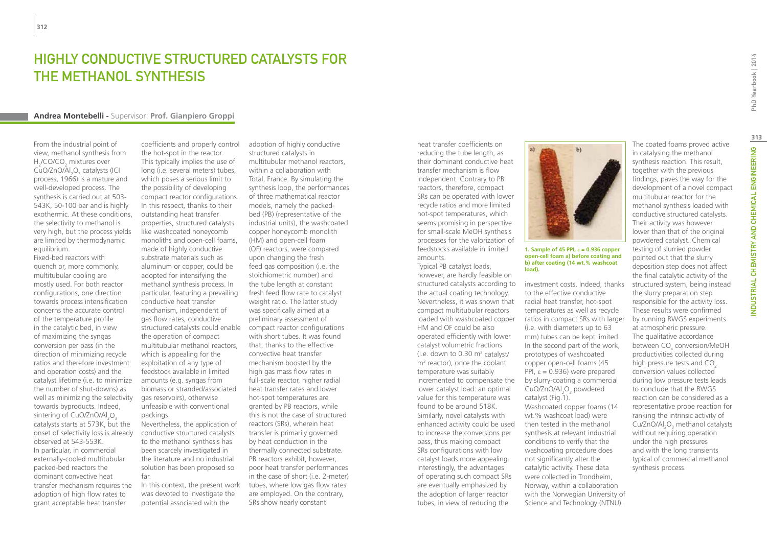# HIGHLY CONDUCTIVE STRUCTURED CATALYSTS FOR THE METHANOL SYNTHESIS

**Andrea Montebelli -** Supervisor: **Prof. Gianpiero Groppi**

From the industrial point of view, methanol synthesis from $H_2$/CO/$CO_2$ mixtures over CuO/ZnO/$Al_2O_3$ catalysts (ICI process, 1966) is a mature and well-developed process. The synthesis is carried out at 503-543K, 50-100 bar and is highly exothermic. At these conditions, the selectivity to methanol is very high, but the process yields are limited by thermodynamic equilibrium.

Fixed-bed reactors with quench or, more commonly, multitubular cooling are mostly used. For both reactor configurations, one direction towards process intensification concerns the accurate control of the temperature profile in the catalytic bed, in view of maximizing the syngas conversion per pass (in the direction of minimizing recycle ratios and therefore investment and operation costs) and the catalyst lifetime (i.e. to minimize the number of shut-downs) as well as minimizing the selectivity towards byproducts. Indeed, sintering of CuO/ZnO/$Al_2O_3$ catalysts starts at 573K, but the onset of selectivity loss is already observed at 543-553K.

In particular, in commercial externally-cooled multitubular packed-bed reactors the dominant convective heat transfer mechanism requires the adoption of high flow rates to grant acceptable heat transfer coefficients and properly control the hot-spot in the reactor. This typically implies the use of long (i.e. several meters) tubes, which poses a serious limit to the possibility of developing compact reactor configurations. In this respect, thanks to their outstanding heat transfer properties, structured catalysts like washcoated honeycomb monoliths and open-cell foams, made of highly conductive substrate materials such as aluminum or copper, could be adopted for intensifying the methanol synthesis process. In particular, featuring a prevailing conductive heat transfer mechanism, independent of gas flow rates, conductive structured catalysts could enable the operation of compact multitubular methanol reactors, which is appealing for the exploitation of any type of feedstock available in limited amounts (e.g. syngas from biomass or stranded/associated gas reservoirs), otherwise unfeasible with conventional packings.

Nevertheless, the application of conductive structured catalysts to the methanol synthesis has been scarcely investigated in the literature and no industrial solution has been proposed so far.

In this context, the present work was devoted to investigate the potential associated with the adoption of highly conductive structured catalysts in multitubular methanol reactors, within a collaboration with Total, France. By simulating the synthesis loop, the performances of three mathematical reactor models, namely the packed-bed (PB) (representative of the industrial units), the washcoated copper honeycomb monolith (HM) and open-cell foam (OF) reactors, were compared upon changing the fresh feed gas composition (i.e. the stoichiometric number) and the tube length at constant fresh feed flow rate to catalyst weight ratio. The latter study was specifically aimed at a preliminary assessment of compact reactor configurations with short tubes. It was found that, thanks to the effective convective heat transfer mechanism boosted by the high gas mass flow rates in full-scale reactor, higher radial heat transfer rates and lower hot-spot temperatures are granted by PB reactors, while this is not the case of structured reactors (SRs), wherein heat transfer is primarily governed by heat conduction in the thermally connected substrate. PB reactors exhibit, however, poor heat transfer performances in the case of short (i.e. 2-meter) tubes, where low gas flow rates are employed. On the contrary, SRs show nearly constant heat transfer coefficients on reducing the tube length, as their dominant conductive heat transfer mechanism is flow independent. Contrary to PB reactors, therefore, compact SRs can be operated with lower recycle ratios and more limited hot-spot temperatures, which seems promising in perspective for small-scale MeOH synthesis processes for the valorization of feedstocks available in limited amounts.

Typical PB catalyst loads, however, are hardly feasible on structured catalysts according to the actual coating technology. Nevertheless, it was shown that compact multitubular reactors loaded with washcoated copper HM and OF could be also operated efficiently with lower catalyst volumetric fractions (i.e. down to 0.30 $m^3$ catalyst/$m^3$ reactor), once the coolant temperature was suitably incremented to compensate the lower catalyst load: an optimal value for this temperature was found to be around 518K. Similarly, novel catalysts with enhanced activity could be used to increase the conversions per pass, thus making compact SRs configurations with low catalyst loads more appealing. Interestingly, the advantages of operating such compact SRs are eventually emphasized by the adoption of larger reactor tubes, in view of reducing the investment costs. Indeed, thanks to the effective conductive radial heat transfer, hot-spot temperatures as well as recycle ratios in compact SRs with larger (i.e. with diameters up to 63 mm) tubes can be kept limited. In the second part of the work, prototypes of washcoated copper open-cell foams (45 PPI, $\varepsilon = 0.936$) were prepared by slurry-coating a commercial CuO/ZnO/$Al_2O_3$ powdered catalyst (Fig.1).

**1. Sample of 45 PPI, $\varepsilon = 0.936$ copper open-cell foam a) before coating and b) after coating (14 wt.% washcoat load).**

Washcoated copper foams (14 wt.% washcoat load) were then tested in the methanol synthesis at relevant industrial conditions to verify that the washcoating procedure does not significantly alter the catalytic activity. These data were collected in Trondheim, Norway, within a collaboration with the Norwegian University of Science and Technology (NTNU).

The coated foams proved active in catalysing the methanol synthesis reaction. This result, together with the previous findings, paves the way for the development of a novel compact multitubular reactor for the methanol synthesis loaded with conductive structured catalysts. Their activity was however lower than that of the original powdered catalyst. Chemical testing of slurried powder pointed out that the slurry deposition step does not affect the final catalytic activity of the structured system, being instead the slurry preparation step responsible for the activity loss. These results were confirmed by running RWGS experiments at atmospheric pressure. The qualitative accordance between $CO_x$ conversion/MeOH productivities collected during high pressure tests and $CO_2$ conversion values collected during low pressure tests leads to conclude that the RWGS reaction can be considered as a representative probe reaction for ranking the intrinsic activity of Cu/ZnO/$Al_2O_3$ methanol catalysts without requiring operation under the high pressures and with the long transients typical of commercial methanol synthesis process.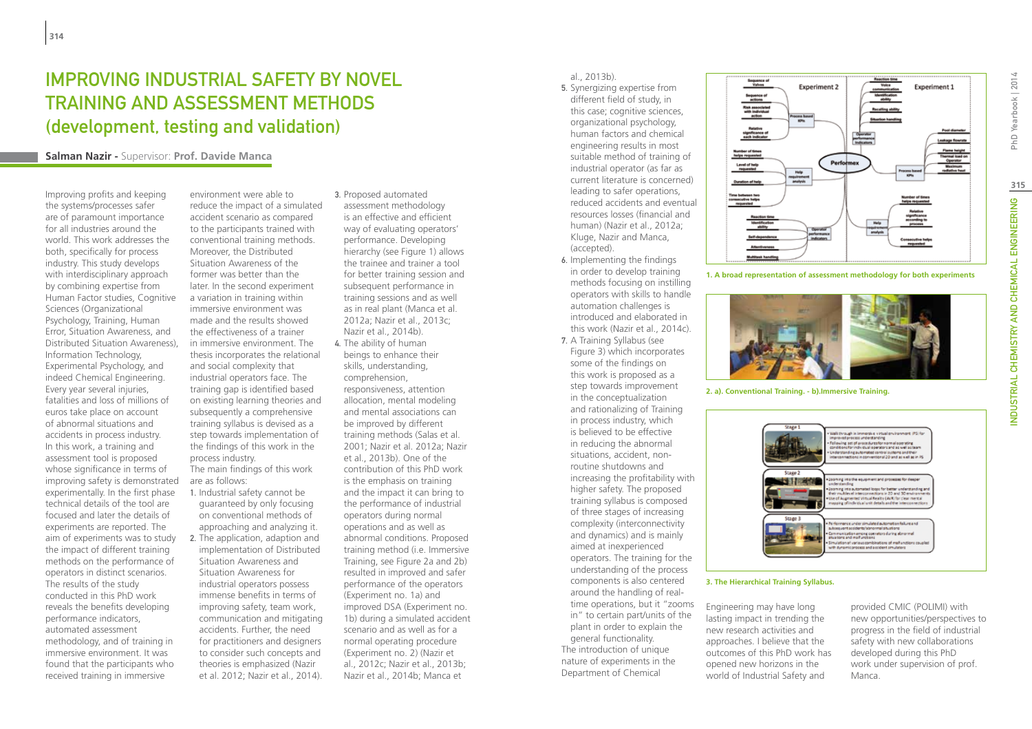# IMPROVING INDUSTRIAL SAFETY BY NOVEL TRAINING AND ASSESSMENT METHODS (development, testing and validation)

**Salman Nazir** - Supervisor: **Prof. Davide Manca**

Improving profits and keeping the systems/processes safer are of paramount importance for all industries around the world. This work addresses the both, specifically for process industry. This study develops with interdisciplinary approach by combining expertise from Human Factor studies, Cognitive Sciences (Organizational Psychology, Training, Human Error, Situation Awareness, and Distributed Situation Awareness), Information Technology, Experimental Psychology, and indeed Chemical Engineering. Every year several injuries, fatalities and loss of millions of euros take place on account of abnormal situations and accidents in process industry. In this work, a training and assessment tool is proposed whose significance in terms of improving safety is demonstrated experimentally. In the first phase technical details of the tool are focused and later the details of experiments are reported. The aim of experiments was to study the impact of different training methods on the performance of operators in distinct scenarios. The results of the study conducted in this PhD work reveals the benefits developing performance indicators, automated assessment methodology, and of training in immersive environment. It was found that the participants who received training in immersive environment were able to reduce the impact of a simulated accident scenario as compared to the participants trained with conventional training methods. Moreover, the Distributed Situation Awareness of the former was better than the later. In the second experiment a variation in training within immersive environment was made and the results showed the effectiveness of a trainer in immersive environment. The thesis incorporates the relational and social complexity that industrial operators face. The training gap is identified based on existing learning theories and subsequently a comprehensive training syllabus is devised as a step towards implementation of the findings of this work in the process industry.

The main findings of this work are as follows:

1. Industrial safety cannot be guaranteed by only focusing on conventional methods of approaching and analyzing it.
2. The application, adaption and implementation of Distributed Situation Awareness and Situation Awareness for industrial operators possess immense benefits in terms of improving safety, team work, communication and mitigating accidents. Further, the need for practitioners and designers to consider such concepts and theories is emphasized (Nazir et al. 2012; Nazir et al., 2014).
3. Proposed automated assessment methodology is an effective and efficient way of evaluating operators' performance. Developing hierarchy (see Figure 1) allows the trainee and trainer a tool for better training session and subsequent performance in training sessions and as well as in real plant (Manca et al. 2012a; Nazir et al., 2013c; Nazir et al., 2014b).
4. The ability of human beings to enhance their skills, understanding, comprehension, responsiveness, attention allocation, mental modeling and mental associations can be improved by different training methods (Salas et al. 2001; Nazir et al. 2012a; Nazir et al., 2013b). One of the contribution of this PhD work is the emphasis on training and the impact it can bring to the performance of industrial operators during normal operations and as well as abnormal conditions. Proposed training method (i.e. Immersive Training, see Figure 2a and 2b) resulted in improved and safer performance of the operators (Experiment no. 1a) and improved DSA (Experiment no. 1b) during a simulated accident scenario and as well as for a normal operating procedure (Experiment no. 2) (Nazir et al., 2012c; Nazir et al., 2013b; Nazir et al., 2014b; Manca et al., 2013b).
5. Synergizing expertise from different field of study, in this case; cognitive sciences, organizational psychology, human factors and chemical engineering results in most suitable method of training of industrial operator (as far as current literature is concerned) leading to safer operations, reduced accidents and eventual resources losses (financial and human) (Nazir et al., 2012a; Kluge, Nazir and Manca, (accepted).
6. Implementing the findings in order to develop training methods focusing on instilling operators with skills to handle automation challenges is introduced and elaborated in this work (Nazir et al., 2014c).
7. A Training Syllabus (see Figure 3) which incorporates some of the findings on this work is proposed as a step towards improvement in the conceptualization and rationalizing of Training in process industry, which is believed to be effective in reducing the abnormal situations, accident, non-routine shutdowns and increasing the profitability with higher safety. The proposed training syllabus is composed of three stages of increasing complexity (interconnectivity and dynamics) and is mainly aimed at inexperienced operators. The training for the understanding of the process components is also centered around the handling of real-time operations, but it "zooms in" to certain part/units of the plant in order to explain the general functionality.

The introduction of unique nature of experiments in the Department of Chemical Engineering may have long lasting impact in trending the new research activities and approaches. I believe that the outcomes of this PhD work has opened new horizons in the world of Industrial Safety and provided CMIC (POLIMI) with new opportunities/perspectives to progress in the field of industrial safety with new collaborations developed during this PhD work under supervision of prof. Manca.

**1. A broad representation of assessment methodology for both experiments**

**2. a). Conventional Training. - b).Immersive Training.**

**3. The Hierarchical Training Syllabus.**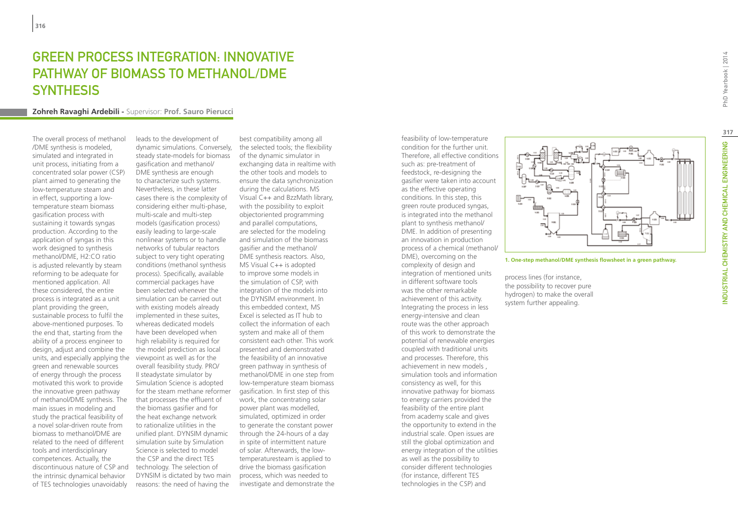# GREEN PROCESS INTEGRATION: INNOVATIVE PATHWAY OF BIOMASS TO METHANOL/DME SYNTHESIS

**Zohreh Ravaghi Ardebili -** Supervisor: **Prof. Sauro Pierucci**

The overall process of methanol /DME synthesis is modeled, simulated and integrated in unit process, initiating from a concentrated solar power (CSP) plant aimed to generating the low-temperature steam and in effect, supporting a low-temperature steam biomass gasification process with sustaining it towards syngas production. According to the application of syngas in this work designed to synthesis methanol/DME, H2:CO ratio is adjusted relevantly by steam reforming to be adequate for mentioned application. All these considered, the entire process is integrated as a unit plant providing the green, sustainable process to fulfil the above-mentioned purposes. To the end that, starting from the ability of a process engineer to design, adjust and combine the units, and especially applying the green and renewable sources of energy through the process motivated this work to provide the innovative green pathway of methanol/DME synthesis. The main issues in modeling and study the practical feasibility of a novel solar-driven route from biomass to methanol/DME are related to the need of different tools and interdisciplinary competences. Actually, the discontinuous nature of CSP and the intrinsic dynamical behavior of TES technologies unavoidably leads to the development of dynamic simulations. Conversely, steady state-models for biomass gasification and methanol/DME synthesis are enough to characterize such systems. Nevertheless, in these latter cases there is the complexity of considering either multi-phase, multi-scale and multi-step models (gasification process) easily leading to large-scale nonlinear systems or to handle networks of tubular reactors subject to very tight operating conditions (methanol synthesis process). Specifically, available commercial packages have been selected whenever the simulation can be carried out with existing models already implemented in these suites, whereas dedicated models have been developed when high reliability is required for the model prediction as local viewpoint as well as for the overall feasibility study. PRO/II steadystate simulator by Simulation Science is adopted for the steam methane reformer that processes the effluent of the biomass gasifier and for the heat exchange network to rationalize utilities in the unified plant. DYNSIM dynamic simulation suite by Simulation Science is selected to model the CSP and the direct TES technology. The selection of DYNSIM is dictated by two main reasons: the need of having the best compatibility among all the selected tools; the flexibility of the dynamic simulator in exchanging data in realtime with the other tools and models to ensure the data synchronization during the calculations. MS Visual C++ and BzzMath library, with the possibility to exploit objectoriented programming and parallel computations, are selected for the modeling and simulation of the biomass gasifier and the methanol/DME synthesis reactors. Also, MS Visual C++ is adopted to improve some models in the simulation of CSP, with integration of the models into the DYNSIM environment. In this embedded context, MS Excel is selected as IT hub to collect the information of each system and make all of them consistent each other. This work presented and demonstrated the feasibility of an innovative green pathway in synthesis of methanol/DME in one step from low-temperature steam biomass gasification. In first step of this work, the concentrating solar power plant was modelled, simulated, optimized in order to generate the constant power through the 24-hours of a day in spite of intermittent nature of solar. Afterwards, the low-temperaturesteam is applied to drive the biomass gasification process, which was needed to investigate and demonstrate the feasibility of low-temperature condition for the further unit. Therefore, all effective conditions such as: pre-treatment of feedstock, re-designing the gasifier were taken into account as the effective operating conditions. In this step, this green route produced syngas, is integrated into the methanol plant to synthesis methanol/DME. In addition of presenting an innovation in production process of a chemical (methanol/DME), overcoming on the complexity of design and integration of mentioned units in different software tools was the other remarkable achievement of this activity. Integrating the process in less energy-intensive and clean route was the other approach of this work to demonstrate the potential of renewable energies coupled with traditional units and processes. Therefore, this achievement in new models , simulation tools and information consistency as well, for this innovative pathway for biomass to energy carriers provided the feasibility of the entire plant from academy scale and gives the opportunity to extend in the industrial scale. Open issues are still the global optimization and energy integration of the utilities as well as the possibility to consider different technologies (for instance, different TES technologies in the CSP) and process lines (for instance, the possibility to recover pure hydrogen) to make the overall system further appealing.

**1. One-step methanol/DME synthesis flowsheet in a green pathway.**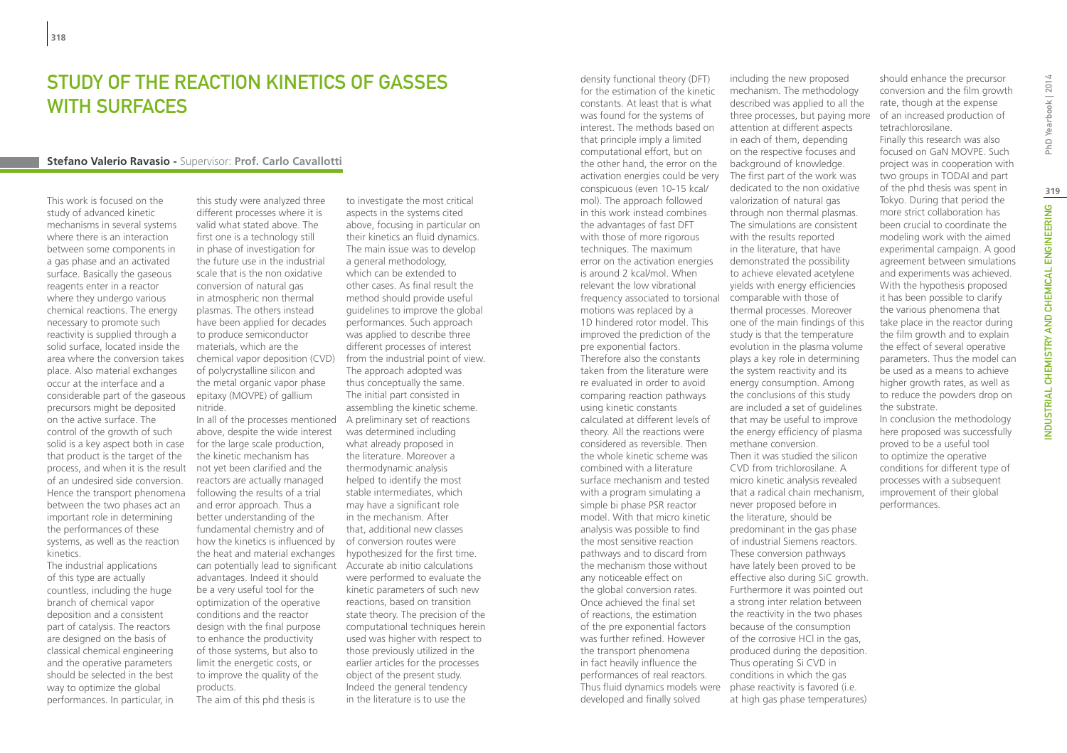# STUDY OF THE REACTION KINETICS OF GASSES WITH SURFACES

**Stefano Valerio Ravasio** - Supervisor: **Prof. Carlo Cavallotti**

This work is focused on the study of advanced kinetic mechanisms in several systems where there is an interaction between some components in a gas phase and an activated surface. Basically the gaseous reagents enter in a reactor where they undergo various chemical reactions. The energy necessary to promote such reactivity is supplied through a solid surface, located inside the area where the conversion takes place. Also material exchanges occur at the interface and a considerable part of the gaseous precursors might be deposited on the active surface. The control of the growth of such solid is a key aspect both in case that product is the target of the process, and when it is the result of an undesired side conversion. Hence the transport phenomena between the two phases act an important role in determining the performances of these systems, as well as the reaction kinetics.

The industrial applications of this type are actually countless, including the huge branch of chemical vapor deposition and a consistent part of catalysis. The reactors are designed on the basis of classical chemical engineering and the operative parameters should be selected in the best way to optimize the global performances. In particular, in this study were analyzed three different processes where it is valid what stated above. The first one is a technology still in phase of investigation for the future use in the industrial scale that is the non oxidative conversion of natural gas in atmospheric non thermal plasmas. The others instead have been applied for decades to produce semiconductor materials, which are the chemical vapor deposition (CVD) of polycrystalline silicon and the metal organic vapor phase epitaxy (MOVPE) of gallium nitride.

In all of the processes mentioned above, despite the wide interest for the large scale production, the kinetic mechanism has not yet been clarified and the reactors are actually managed following the results of a trial and error approach. Thus a better understanding of the fundamental chemistry and of how the kinetics is influenced by the heat and material exchanges can potentially lead to significant advantages. Indeed it should be a very useful tool for the optimization of the operative conditions and the reactor design with the final purpose to enhance the productivity of those systems, but also to limit the energetic costs, or to improve the quality of the products.

The aim of this phd thesis is to investigate the most critical aspects in the systems cited above, focusing in particular on their kinetics an fluid dynamics. The main issue was to develop a general methodology, which can be extended to other cases. As final result the method should provide useful guidelines to improve the global performances. Such approach was applied to describe three different processes of interest from the industrial point of view. The approach adopted was thus conceptually the same. The initial part consisted in assembling the kinetic scheme. A preliminary set of reactions was determined including what already proposed in the literature. Moreover a thermodynamic analysis helped to identify the most stable intermediates, which may have a significant role in the mechanism. After that, additional new classes of conversion routes were hypothesized for the first time. Accurate ab initio calculations were performed to evaluate the kinetic parameters of such new reactions, based on transition state theory. The precision of the computational techniques herein used was higher with respect to those previously utilized in the earlier articles for the processes object of the present study. Indeed the general tendency in the literature is to use the density functional theory (DFT) for the estimation of the kinetic constants. At least that is what was found for the systems of interest. The methods based on that principle imply a limited computational effort, but on the other hand, the error on the activation energies could be very conspicuous (even 10-15 kcal/mol). The approach followed in this work instead combines the advantages of fast DFT with those of more rigorous techniques. The maximum error on the activation energies is around 2 kcal/mol. When relevant the low vibrational frequency associated to torsional motions was replaced by a 1D hindered rotor model. This improved the prediction of the pre exponential factors. Therefore also the constants taken from the literature were re evaluated in order to avoid comparing reaction pathways using kinetic constants calculated at different levels of theory. All the reactions were considered as reversible. Then the whole kinetic scheme was combined with a literature surface mechanism and tested with a program simulating a simple bi phase PSR reactor model. With that micro kinetic analysis was possible to find the most sensitive reaction pathways and to discard from the mechanism those without any noticeable effect on the global conversion rates. Once achieved the final set of reactions, the estimation of the pre exponential factors was further refined. However the transport phenomena in fact heavily influence the performances of real reactors. Thus fluid dynamics models were developed and finally solved including the new proposed mechanism. The methodology described was applied to all the three processes, but paying more attention at different aspects in each of them, depending on the respective focuses and background of knowledge.

The first part of the work was dedicated to the non oxidative valorization of natural gas through non thermal plasmas. The simulations are consistent with the results reported in the literature, that have demonstrated the possibility to achieve elevated acetylene yields with energy efficiencies comparable with those of thermal processes. Moreover one of the main findings of this study is that the temperature evolution in the plasma volume plays a key role in determining the system reactivity and its energy consumption. Among the conclusions of this study are included a set of guidelines that may be useful to improve the energy efficiency of plasma methane conversion.

Then it was studied the silicon CVD from trichlorosilane. A micro kinetic analysis revealed that a radical chain mechanism, never proposed before in the literature, should be predominant in the gas phase of industrial Siemens reactors. These conversion pathways have lately been proved to be effective also during SiC growth. Furthermore it was pointed out a strong inter relation between the reactivity in the two phases because of the consumption of the corrosive HCl in the gas, produced during the deposition. Thus operating Si CVD in conditions in which the gas phase reactivity is favored (i.e. at high gas phase temperatures) should enhance the precursor conversion and the film growth rate, though at the expense of an increased production of tetrachlorosilane.

Finally this research was also focused on GaN MOVPE. Such project was in cooperation with two groups in TODAI and part of the phd thesis was spent in Tokyo. During that period the more strict collaboration has been crucial to coordinate the modeling work with the aimed experimental campaign. A good agreement between simulations and experiments was achieved. With the hypothesis proposed it has been possible to clarify the various phenomena that take place in the reactor during the film growth and to explain the effect of several operative parameters. Thus the model can be used as a means to achieve higher growth rates, as well as to reduce the powders drop on the substrate.

In conclusion the methodology here proposed was successfully proved to be a useful tool to optimize the operative conditions for different type of processes with a subsequent improvement of their global performances.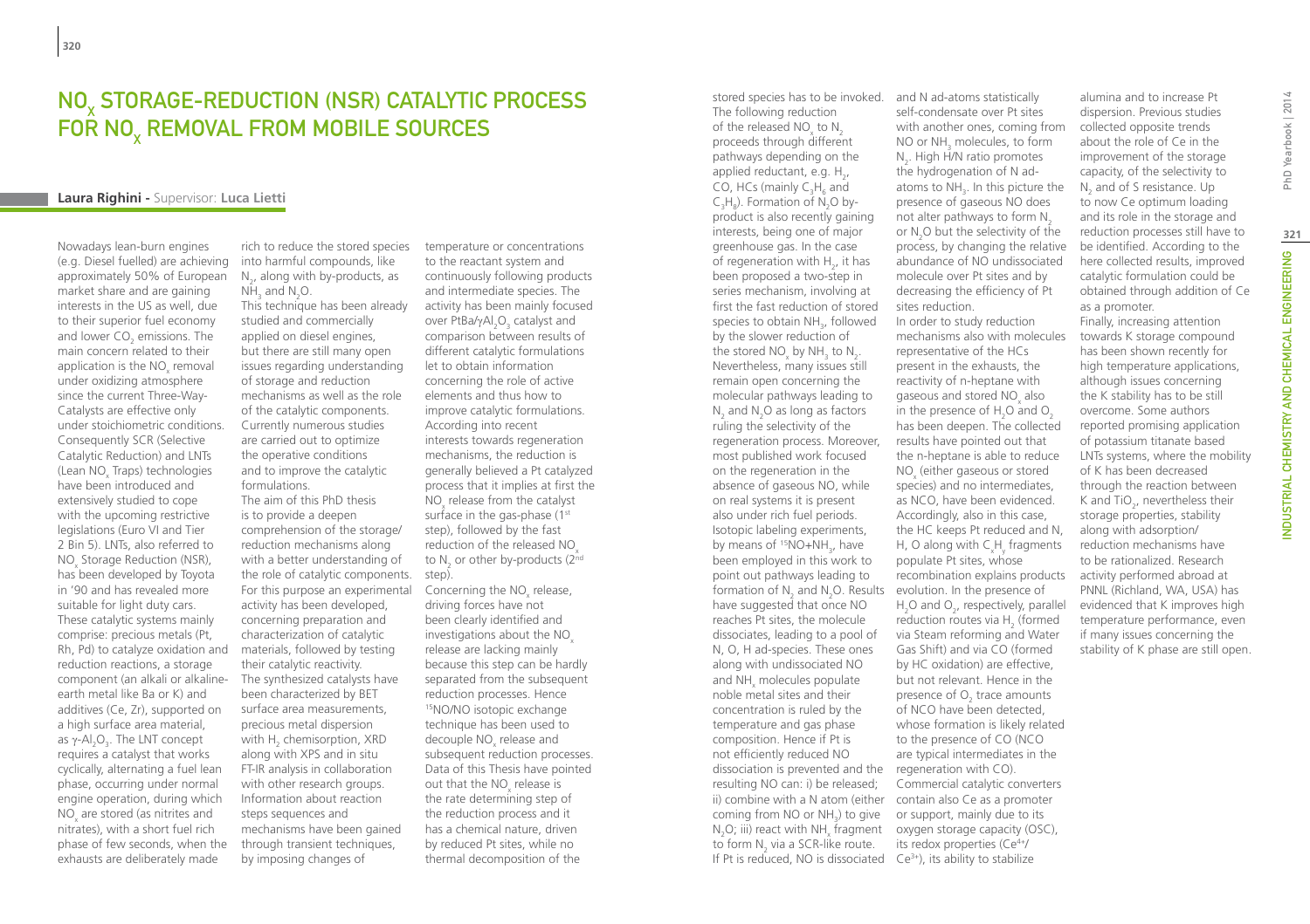# $NO_x$ STORAGE-REDUCTION (NSR) CATALYTIC PROCESS FOR $NO_x$ REMOVAL FROM MOBILE SOURCES

**Laura Righini -** Supervisor: **Luca Lietti**

Nowadays lean-burn engines (e.g. Diesel fuelled) are achieving approximately 50% of European market share and are gaining interests in the US as well, due to their superior fuel economy and lower $CO_2$ emissions. The main concern related to their application is the $NO_x$ removal under oxidizing atmosphere since the current Three-Way-Catalysts are effective only under stoichiometric conditions. Consequently SCR (Selective Catalytic Reduction) and LNTs (Lean $NO_x$ Traps) technologies have been introduced and extensively studied to cope with the upcoming restrictive legislations (Euro VI and Tier 2 Bin 5). LNTs, also referred to $NO_x$ Storage Reduction (NSR), has been developed by Toyota in '90 and has revealed more suitable for light duty cars. These catalytic systems mainly comprise: precious metals (Pt, Rh, Pd) to catalyze oxidation and reduction reactions, a storage component (an alkali or alkaline-earth metal like Ba or K) and additives (Ce, Zr), supported on a high surface area material, as $\gamma$-$Al_2O_3$. The LNT concept requires a catalyst that works cyclically, alternating a fuel lean phase, occurring under normal engine operation, during which $NO_x$ are stored (as nitrites and nitrates), with a short fuel rich phase of few seconds, when the exhausts are deliberately made rich to reduce the stored species into harmful compounds, like $N_2$, along with by-products, as $NH_3$ and $N_2O$.

This technique has been already studied and commercially applied on diesel engines, but there are still many open issues regarding understanding of storage and reduction mechanisms as well as the role of the catalytic components. Currently numerous studies are carried out to optimize the operative conditions and to improve the catalytic formulations.

The aim of this PhD thesis is to provide a deepen comprehension of the storage/reduction mechanisms along with a better understanding of the role of catalytic components. For this purpose an experimental activity has been developed, concerning preparation and characterization of catalytic materials, followed by testing their catalytic reactivity. The synthesized catalysts have been characterized by BET surface area measurements, precious metal dispersion with $H_2$ chemisorption, XRD along with XPS and in situ FT-IR analysis in collaboration with other research groups. Information about reaction steps sequences and mechanisms have been gained through transient techniques, by imposing changes of temperature or concentrations to the reactant system and continuously following products and intermediate species. The activity has been mainly focused over PtBa/$\gamma Al_2O_3$ catalyst and comparison between results of different catalytic formulations let to obtain information concerning the role of active elements and thus how to improve catalytic formulations. According into recent interests towards regeneration mechanisms, the reduction is generally believed a Pt catalyzed process that it implies at first the $NO_x$ release from the catalyst surface in the gas-phase (1st step), followed by the fast reduction of the released $NO_x$ to $N_2$ or other by-products (2nd step).

Concerning the $NO_x$ release, driving forces have not been clearly identified and investigations about the $NO_x$ release are lacking mainly because this step can be hardly separated from the subsequent reduction processes. Hence $^{15}$NO/NO isotopic exchange technique has been used to decouple $NO_x$ release and subsequent reduction processes. Data of this Thesis have pointed out that the $NO_x$ release is the rate determining step of the reduction process and it has a chemical nature, driven by reduced Pt sites, while no thermal decomposition of the stored species has to be invoked. The following reduction of the released $NO_x$ to $N_2$ proceeds through different pathways depending on the applied reductant, e.g. $H_2$, CO, HCs (mainly $C_3H_6$ and $C_3H_8$). Formation of $N_2O$ by-product is also recently gaining interests, being one of major greenhouse gas. In the case of regeneration with $H_2$, it has been proposed a two-step in series mechanism, involving at first the fast reduction of stored species to obtain $NH_3$, followed by the slower reduction of the stored $NO_x$ by $NH_3$ to $N_2$. Nevertheless, many issues still remain open concerning the molecular pathways leading to $N_2$ and $N_2O$ as long as factors ruling the selectivity of the regeneration process. Moreover, most published work focused on the regeneration in the absence of gaseous NO, while on real systems it is present also under rich fuel periods. Isotopic labeling experiments, by means of $^{15}NO+NH_3$, have been employed in this work to point out pathways leading to formation of $N_2$ and $N_2O$. Results have suggested that once NO reaches Pt sites, the molecule dissociates, leading to a pool of N, O, H ad-species. These ones along with undissociated NO and $NH_x$ molecules populate noble metal sites and their concentration is ruled by the temperature and gas phase composition. Hence if Pt is not efficiently reduced NO dissociation is prevented and the resulting NO can: i) be released; ii) combine with a N atom (either coming from NO or $NH_3$) to give $N_2O$; iii) react with $NH_x$ fragment to form $N_2$ via a SCR-like route. If Pt is reduced, NO is dissociated and N ad-atoms statistically self-condensate over Pt sites with another ones, coming from NO or $NH_3$ molecules, to form $N_2$. High H/N ratio promotes the hydrogenation of N ad-atoms to $NH_3$. In this picture the presence of gaseous NO does not alter pathways to form $N_2$ or $N_2O$ but the selectivity of the process, by changing the relative abundance of NO undissociated molecule over Pt sites and by decreasing the efficiency of Pt sites reduction.

In order to study reduction mechanisms also with molecules representative of the HCs present in the exhausts, the reactivity of n-heptane with gaseous and stored $NO_x$ also in the presence of $H_2O$ and $O_2$ has been deepen. The collected results have pointed out that the n-heptane is able to reduce $NO_x$ (either gaseous or stored species) and no intermediates, as NCO, have been evidenced. Accordingly, also in this case, the HC keeps Pt reduced and N, H, O along with $C_xH_y$ fragments populate Pt sites, whose recombination explains products evolution. In the presence of $H_2O$ and $O_2$, respectively, parallel reduction routes via $H_2$ (formed via Steam reforming and Water Gas Shift) and via CO (formed by HC oxidation) are effective, but not relevant. Hence in the presence of $O_2$ trace amounts of NCO have been detected, whose formation is likely related to the presence of CO (NCO are typical intermediates in the regeneration with CO).

Commercial catalytic converters contain also Ce as a promoter or support, mainly due to its oxygen storage capacity (OSC), its redox properties ($Ce^{4+}$/$Ce^{3+}$), its ability to stabilize alumina and to increase Pt dispersion. Previous studies collected opposite trends about the role of Ce in the improvement of the storage capacity, of the selectivity to $N_2$ and of S resistance. Up to now Ce optimum loading and its role in the storage and reduction processes still have to be identified. According to the here collected results, improved catalytic formulation could be obtained through addition of Ce as a promoter.

Finally, increasing attention towards K storage compound has been shown recently for high temperature applications, although issues concerning the K stability has to be still overcome. Some authors reported promising application of potassium titanate based LNTs systems, where the mobility of K has been decreased through the reaction between K and $TiO_2$, nevertheless their storage properties, stability along with adsorption/reduction mechanisms have to be rationalized. Research activity performed abroad at PNNL (Richland, WA, USA) has evidenced that K improves high temperature performance, even if many issues concerning the stability of K phase are still open.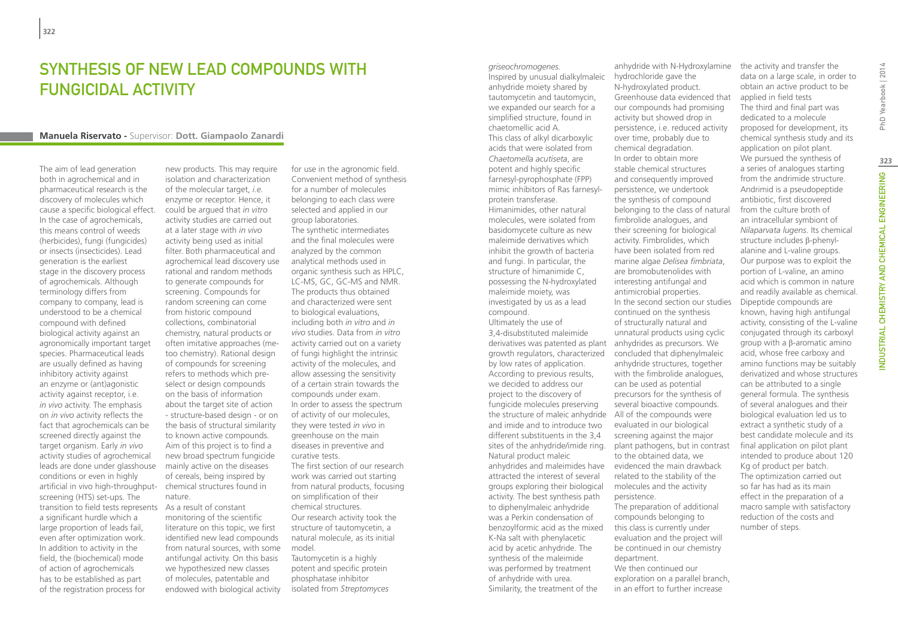# Synthesis of New Lead Compounds with Fungicidal Activity

**Manuela Riservato** - Supervisor: **Dott. Giampaolo Zanardi**

The aim of lead generation both in agrochemical and in pharmaceutical research is the discovery of molecules which cause a specific biological effect. In the case of agrochemicals, this means control of weeds (herbicides), fungi (fungicides) or insects (insecticides). Lead generation is the earliest stage in the discovery process of agrochemicals. Although terminology differs from company to company, lead is understood to be a chemical compound with defined biological activity against an agronomically important target species. Pharmaceutical leads are usually defined as having inhibitory activity against an enzyme or (ant)agonistic activity against receptor, i.e. *in vivo* activity. The emphasis on *in vivo* activity reflects the fact that agrochemicals can be screened directly against the target organism. Early *in vivo* activity studies of agrochemical leads are done under glasshouse conditions or even in highly artificial in vivo high-throughput-screening (HTS) set-ups. The transition to field tests represents a significant hurdle which a large proportion of leads fail, even after optimization work. In addition to activity in the field, the (biochemical) mode of action of agrochemicals has to be established as part of the registration process for new products. This may require isolation and characterization of the molecular target, *i.e.* enzyme or receptor. Hence, it could be argued that *in vitro* activity studies are carried out at a later stage with *in vivo* activity being used as initial filter. Both pharmaceutical and agrochemical lead discovery use rational and random methods to generate compounds for screening. Compounds for random screening can come from historic compound collections, combinatorial chemistry, natural products or often imitative approaches (me-too chemistry). Rational design of compounds for screening refers to methods which pre-select or design compounds on the basis of information about the target site of action - structure-based design - or on the basis of structural similarity to known active compounds. Aim of this project is to find a new broad spectrum fungicide mainly active on the diseases of cereals, being inspired by chemical structures found in nature.

As a result of constant monitoring of the scientific literature on this topic, we first identified new lead compounds from natural sources, with some antifungal activity. On this basis we hypothesized new classes of molecules, patentable and endowed with biological activity for use in the agronomic field. Convenient method of synthesis for a number of molecules belonging to each class were selected and applied in our group laboratories.

The synthetic intermediates and the final molecules were analyzed by the common analytical methods used in organic synthesis such as HPLC, LC-MS, GC, GC-MS and NMR. The products thus obtained and characterized were sent to biological evaluations, including both *in vitro* and *in vivo* studies. Data from *in vitro* activity carried out on a variety of fungi highlight the intrinsic activity of the molecules, and allow assessing the sensitivity of a certain strain towards the compounds under exam. In order to assess the spectrum of activity of our molecules, they were tested *in vivo* in greenhouse on the main diseases in preventive and curative tests.

The first section of our research work was carried out starting from natural products, focusing on simplification of their chemical structures.

Our research activity took the structure of tautomycetin, a natural molecule, as its initial model.

Tautomycetin is a highly potent and specific protein phosphatase inhibitor isolated from *Streptomyces griseochromogenes*.

Inspired by unusual dialkylmaleic anhydride moiety shared by tautomycetin and tautomycin, we expanded our search for a simplified structure, found in chaetomellic acid A.

This class of alkyl dicarboxylic acids that were isolated from *Chaetomella acutiseta*, are potent and highly specific farnesyl-pyrophosphate (FPP) mimic inhibitors of Ras farnesyl-protein transferase.

Himanimides, other natural molecules, were isolated from basidomycete culture as new maleimide derivatives which inhibit the growth of bacteria and fungi. In particular, the structure of himanimide C, possessing the N-hydroxylated maleimide moiety, was investigated by us as a lead compound.

Ultimately the use of 3,4-disubstituted maleimide derivatives was patented as plant growth regulators, characterized by low rates of application. According to previous results, we decided to address our project to the discovery of fungicide molecules preserving the structure of maleic anhydride and imide and to introduce two different substituents in the 3,4 sites of the anhydride/imide ring. Natural product maleic anhydrides and maleimides have attracted the interest of several groups exploring their biological activity. The best synthesis path to diphenylmaleic anhydride was a Perkin condensation of benzoylformic acid as the mixed K-Na salt with phenylacetic acid by acetic anhydride. The synthesis of the maleimide was performed by treatment of anhydride with urea. Similarity, the treatment of the anhydride with N-Hydroxylamine hydrochloride gave the N-hydroxylated product.

Greenhouse data evidenced that our compounds had promising activity but showed drop in persistence, i.e. reduced activity over time, probably due to chemical degradation.

In order to obtain more stable chemical structures and consequently improved persistence, we undertook the synthesis of compound belonging to the class of natural fimbrolide analogues, and their screening for biological activity. Fimbrolides, which have been isolated from red marine algae *Delisea fimbriata*, are bromobutenolides with interesting antifungal and antimicrobial properties.

In the second section our studies continued on the synthesis of structurally natural and unnatural products using cyclic anhydrides as precursors. We concluded that diphenylmaleic anhydride structures, together with the fimbrolide analogues, can be used as potential precursors for the synthesis of several bioactive compounds.

All of the compounds were evaluated in our biological screening against the major plant pathogens, but in contrast to the obtained data, we evidenced the main drawback related to the stability of the molecules and the activity persistence.

The preparation of additional compounds belonging to this class is currently under evaluation and the project will be continued in our chemistry department.

We then continued our exploration on a parallel branch, in an effort to further increase the activity and transfer the data on a large scale, in order to obtain an active product to be applied in field tests

The third and final part was dedicated to a molecule proposed for development, its chemical synthesis study and its application on pilot plant.

We pursued the synthesis of a series of analogues starting from the andrimide structure. Andrimid is a pseudopeptide antibiotic, first discovered from the culture broth of an intracellular symbiont of *Nilaparvata lugens*. Its chemical structure includes β-phenyl-alanine and L-valine groups. Our purpose was to exploit the portion of L-valine, an amino acid which is common in nature and readily available as chemical. Dipeptide compounds are known, having high antifungal activity, consisting of the L-valine conjugated through its carboxyl group with a β-aromatic amino acid, whose free carboxy and amino functions may be suitably derivatized and whose structures can be attributed to a single general formula. The synthesis of several analogues and their biological evaluation led us to extract a synthetic study of a best candidate molecule and its final application on pilot plant intended to produce about 120 Kg of product per batch.

The optimization carried out so far has had as its main effect in the preparation of a macro sample with satisfactory reduction of the costs and number of steps.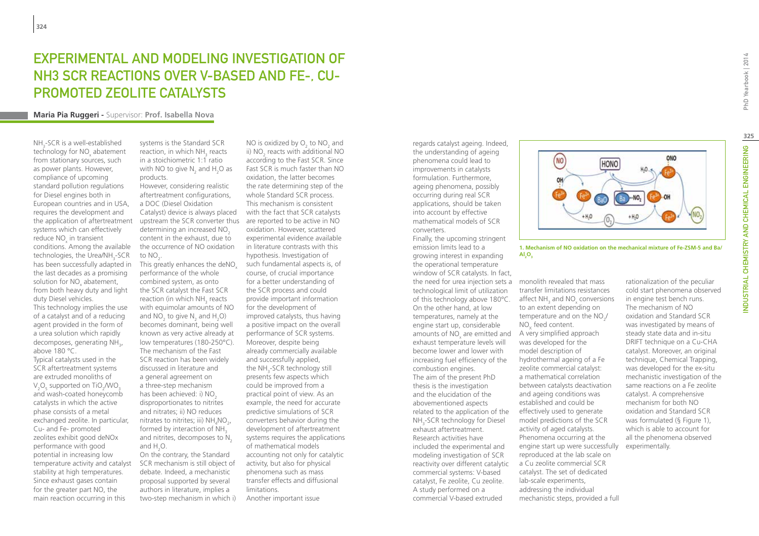# EXPERIMENTAL AND MODELING INVESTIGATION OF NH3 SCR REACTIONS OVER V-BASED AND FE-, CU-PROMOTED ZEOLITE CATALYSTS

**Maria Pia Ruggeri** - Supervisor: **Prof. Isabella Nova**

$NH_3$-SCR is a well-established technology for $NO_x$ abatement from stationary sources, such as power plants. However, compliance of upcoming standard pollution regulations for Diesel engines both in European countries and in USA, requires the development and the application of aftertreatment systems which can effectively reduce $NO_x$ in transient conditions. Among the available technologies, the Urea/$NH_3$-SCR has been successfully adapted in the last decades as a promising solution for $NO_x$ abatement, from both heavy duty and light duty Diesel vehicles.

This technology implies the use of a catalyst and of a reducing agent provided in the form of a urea solution which rapidly decomposes, generating $NH_3$, above 180 °C.

Typical catalysts used in the SCR aftertreatment systems are extruded monoliths of $V_2O_5$ supported on $TiO_2/WO_3$ and wash-coated honeycomb catalysts in which the active phase consists of a metal exchanged zeolite. In particular, Cu- and Fe- promoted zeolites exhibit good deNOx performance with good potential in increasing low temperature activity and catalyst stability at high temperatures. Since exhaust gases contain for the greater part NO, the main reaction occurring in this systems is the Standard SCR reaction, in which $NH_3$ reacts in a stoichiometric 1:1 ratio with NO to give $N_2$ and $H_2O$ as products.

However, considering realistic aftertreatment configurations, a DOC (Diesel Oxidation Catalyst) device is always placed upstream the SCR converter thus determining an increased $NO_2$ content in the exhaust, due to the occurrence of NO oxidation to $NO_2$.

This greatly enhances the deNO$_x$ performance of the whole combined system, as onto the SCR catalyst the Fast SCR reaction (in which $NH_3$ reacts with equimolar amounts of NO and $NO_2$ to give $N_2$ and $H_2O$) becomes dominant, being well known as very active already at low temperatures (180-250°C). The mechanism of the Fast SCR reaction has been widely discussed in literature and a general agreement on a three-step mechanism has been achieved: i) $NO_2$ disproportionates to nitrites and nitrates; ii) NO reduces nitrates to nitrites; iii) $NH_4NO_2$, formed by interaction of $NH_3$ and nitrites, decomposes to $N_2$ and $H_2O$.

On the contrary, the Standard SCR mechanism is still object of debate. Indeed, a mechanistic proposal supported by several authors in literature, implies a two-step mechanism in which i) NO is oxidized by $O_2$ to $NO_2$ and ii) $NO_2$ reacts with additional NO according to the Fast SCR. Since Fast SCR is much faster than NO oxidation, the latter becomes the rate determining step of the whole Standard SCR process. This mechanism is consistent with the fact that SCR catalysts are reported to be active in NO oxidation. However, scattered experimental evidence available in literature contrasts with this hypothesis. Investigation of such fundamental aspects is, of course, of crucial importance for a better understanding of the SCR process and could provide important information for the development of improved catalysts, thus having a positive impact on the overall performance of SCR systems. Moreover, despite being already commercially available and successfully applied, the $NH_3$-SCR technology still presents few aspects which could be improved from a practical point of view. As an example, the need for accurate predictive simulations of SCR converters behavior during the development of aftertreatment systems requires the applications of mathematical models accounting not only for catalytic activity, but also for physical phenomena such as mass transfer effects and diffusional limitations.

Another important issue regards catalyst ageing. Indeed, the understanding of ageing phenomena could lead to improvements in catalysts formulation. Furthermore, ageing phenomena, possibly occurring during real SCR applications, should be taken into account by effective mathematical models of SCR converters.

Finally, the upcoming stringent emission limits lead to a growing interest in expanding the operational temperature window of SCR catalysts. In fact, the need for urea injection sets a technological limit of utilization of this technology above 180°C. On the other hand, at low temperatures, namely at the engine start up, considerable amounts of $NO_x$ are emitted and exhaust temperature levels will become lower and lower with increasing fuel efficiency of the combustion engines.

The aim of the present PhD thesis is the investigation and the elucidation of the abovementioned aspects related to the application of the $NH_3$-SCR technology for Diesel exhaust aftertreatment.

Research activities have included the experimental and modeling investigation of SCR reactivity over different catalytic commercial systems: V-based catalyst, Fe zeolite, Cu zeolite.

A study performed on a commercial V-based extruded monolith revealed that mass transfer limitations resistances affect $NH_3$ and $NO_x$ conversions to an extent depending on temperature and on the $NO_2/NO_x$ feed content.

A very simplified approach was developed for the model description of hydrothermal ageing of a Fe zeolite commercial catalyst: a mathematical correlation between catalysts deactivation and ageing conditions was established and could be effectively used to generate model predictions of the SCR activity of aged catalysts.

Phenomena occurring at the engine start up were successfully reproduced at the lab scale on a Cu zeolite commercial SCR catalyst. The set of dedicated lab-scale experiments, addressing the individual mechanistic steps, provided a full rationalization of the peculiar cold start phenomena observed in engine test bench runs.

The mechanism of NO oxidation and Standard SCR was investigated by means of steady state data and in-situ DRIFT technique on a Cu-CHA catalyst. Moreover, an original technique, Chemical Trapping, was developed for the ex-situ mechanistic investigation of the same reactions on a Fe zeolite catalyst. A comprehensive mechanism for both NO oxidation and Standard SCR was formulated (§ Figure 1), which is able to account for all the phenomena observed experimentally.

**1. Mechanism of NO oxidation on the mechanical mixture of Fe-ZSM-5 and Ba/$Al_2O_3$**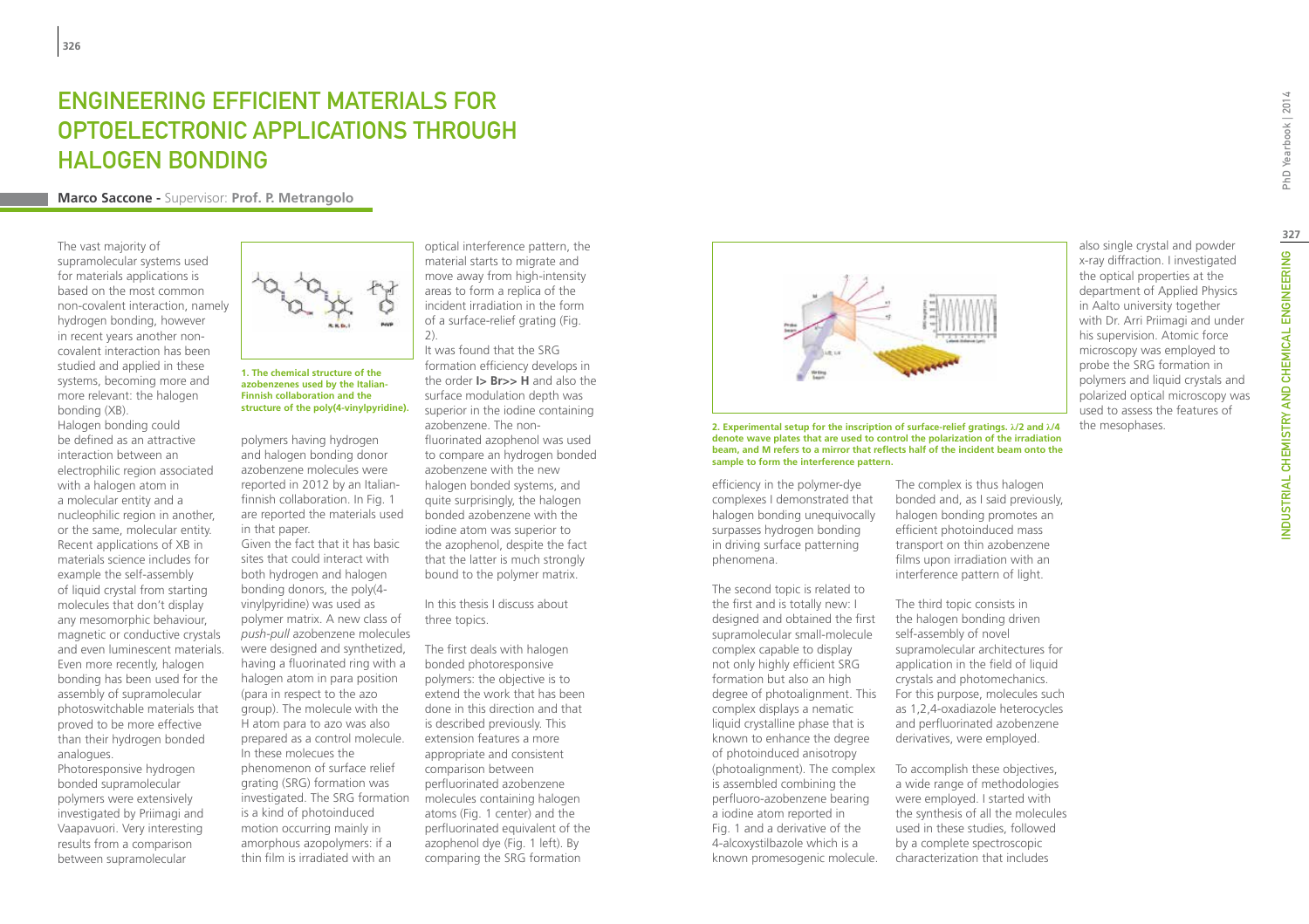# Engineering Efficient Materials for Optoelectronic Applications through Halogen Bonding

**Marco Saccone** - Supervisor: **Prof. P. Metrangolo**

The vast majority of supramolecular systems used for materials applications is based on the most common non-covalent interaction, namely hydrogen bonding, however in recent years another non-covalent interaction has been studied and applied in these systems, becoming more and more relevant: the halogen bonding (XB).
Halogen bonding could be defined as an attractive interaction between an electrophilic region associated with a halogen atom in a molecular entity and a nucleophilic region in another, or the same, molecular entity. Recent applications of XB in materials science includes for example the self-assembly of liquid crystal from starting molecules that don't display any mesomorphic behaviour, magnetic or conductive crystals and even luminescent materials. Even more recently, halogen bonding has been used for the assembly of supramolecular photoswitchable materials that proved to be more effective than their hydrogen bonded analogues.
Photoresponsive hydrogen bonded supramolecular polymers were extensively investigated by Priimagi and Vaapavuori. Very interesting results from a comparison between supramolecular polymers having hydrogen and halogen bonding donor azobenzene molecules were reported in 2012 by an Italian-finnish collaboration. In Fig. 1 are reported the materials used in that paper.

**1. The chemical structure of the azobenzenes used by the Italian-Finnish collaboration and the structure of the poly(4-vinylpyridine).**

Given the fact that it has basic sites that could interact with both hydrogen and halogen bonding donors, the poly(4-vinylpyridine) was used as polymer matrix. A new class of *push-pull* azobenzene molecules were designed and synthetized, having a fluorinated ring with a halogen atom in para position (para in respect to the azo group). The molecule with the H atom para to azo was also prepared as a control molecule. In these molecues the phenomenon of surface relief grating (SRG) formation was investigated. The SRG formation is a kind of photoinduced motion occurring mainly in amorphous azopolymers: if a thin film is irradiated with an optical interference pattern, the material starts to migrate and move away from high-intensity areas to form a replica of the incident irradiation in the form of a surface-relief grating (Fig. 2).
It was found that the SRG formation efficiency develops in the order **I> Br>> H** and also the surface modulation depth was superior in the iodine containing azobenzene. The non-fluorinated azophenol was used to compare an hydrogen bonded azobenzene with the new halogen bonded systems, and quite surprisingly, the halogen bonded azobenzene with the iodine atom was superior to the azophenol, despite the fact that the latter is much strongly bound to the polymer matrix.

In this thesis I discuss about three topics.

The first deals with halogen bonded photoresponsive polymers: the objective is to extend the work that has been done in this direction and that is described previously. This extension features a more appropriate and consistent comparison between perfluorinated azobenzene molecules containing halogen atoms (Fig. 1 center) and the perfluorinated equivalent of the azophenol dye (Fig. 1 left). By comparing the SRG formation efficiency in the polymer-dye complexes I demonstrated that halogen bonding unequivocally surpasses hydrogen bonding in driving surface patterning phenomena.

**2. Experimental setup for the inscription of surface-relief gratings. λ/2 and λ/4 denote wave plates that are used to control the polarization of the irradiation beam, and M refers to a mirror that reflects half of the incident beam onto the sample to form the interference pattern.**

The second topic is related to the first and is totally new: I designed and obtained the first supramolecular small-molecule complex capable to display not only highly efficient SRG formation but also an high degree of photoalignment. This complex displays a nematic liquid crystalline phase that is known to enhance the degree of photoinduced anisotropy (photoalignment). The complex is assembled combining the perfluoro-azobenzene bearing a iodine atom reported in Fig. 1 and a derivative of the 4-alcoxystilbazole which is a known promesogenic molecule. The complex is thus halogen bonded and, as I said previously, halogen bonding promotes an efficient photoinduced mass transport on thin azobenzene films upon irradiation with an interference pattern of light.

The third topic consists in the halogen bonding driven self-assembly of novel supramolecular architectures for application in the field of liquid crystals and photomechanics. For this purpose, molecules such as 1,2,4-oxadiazole heterocycles and perfluorinated azobenzene derivatives, were employed.

To accomplish these objectives, a wide range of methodologies were employed. I started with the synthesis of all the molecules used in these studies, followed by a complete spectroscopic characterization that includes also single crystal and powder x-ray diffraction. I investigated the optical properties at the department of Applied Physics in Aalto university together with Dr. Arri Priimagi and under his supervision. Atomic force microscopy was employed to probe the SRG formation in polymers and liquid crystals and polarized optical microscopy was used to assess the features of the mesophases.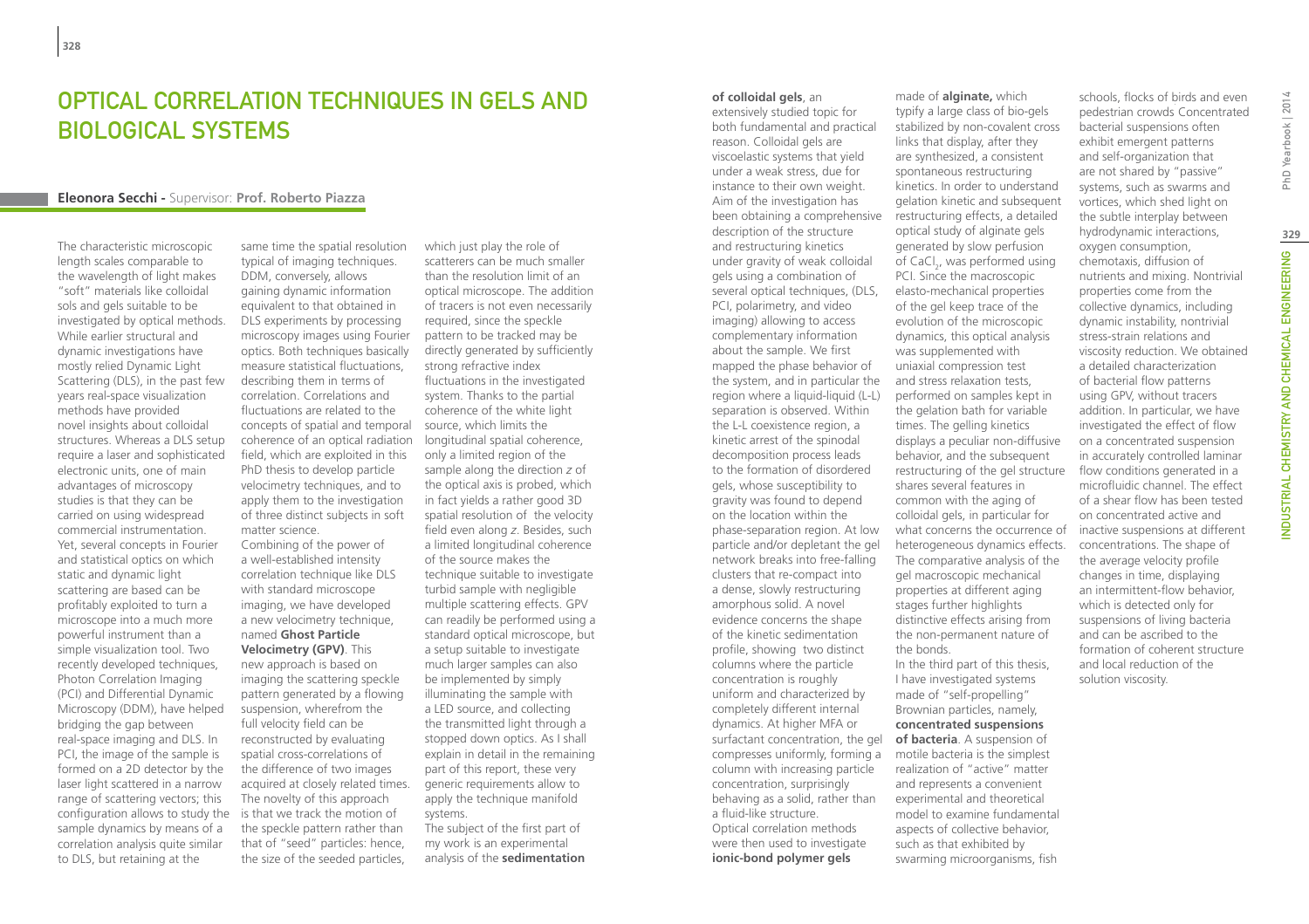# Optical Correlation Techniques in Gels and Biological Systems

**Eleonora Secchi** - Supervisor: **Prof. Roberto Piazza**

The characteristic microscopic length scales comparable to the wavelength of light makes "soft" materials like colloidal sols and gels suitable to be investigated by optical methods. While earlier structural and dynamic investigations have mostly relied Dynamic Light Scattering (DLS), in the past few years real-space visualization methods have provided novel insights about colloidal structures. Whereas a DLS setup require a laser and sophisticated electronic units, one of main advantages of microscopy studies is that they can be carried on using widespread commercial instrumentation. Yet, several concepts in Fourier and statistical optics on which static and dynamic light scattering are based can be profitably exploited to turn a microscope into a much more powerful instrument than a simple visualization tool. Two recently developed techniques, Photon Correlation Imaging (PCI) and Differential Dynamic Microscopy (DDM), have helped bridging the gap between real-space imaging and DLS. In PCI, the image of the sample is formed on a 2D detector by the laser light scattered in a narrow range of scattering vectors; this configuration allows to study the sample dynamics by means of a correlation analysis quite similar to DLS, but retaining at the same time the spatial resolution typical of imaging techniques. DDM, conversely, allows gaining dynamic information equivalent to that obtained in DLS experiments by processing microscopy images using Fourier optics. Both techniques basically measure statistical fluctuations, describing them in terms of correlation. Correlations and fluctuations are related to the concepts of spatial and temporal coherence of an optical radiation field, which are exploited in this PhD thesis to develop particle velocimetry techniques, and to apply them to the investigation of three distinct subjects in soft matter science.

Combining of the power of a well-established intensity correlation technique like DLS with standard microscope imaging, we have developed a new velocimetry technique, named **Ghost Particle Velocimetry (GPV)**. This new approach is based on imaging the scattering speckle pattern generated by a flowing suspension, wherefrom the full velocity field can be reconstructed by evaluating spatial cross-correlations of the difference of two images acquired at closely related times. The novelty of this approach is that we track the motion of the speckle pattern rather than that of "seed" particles: hence, the size of the seeded particles, which just play the role of scatterers can be much smaller than the resolution limit of an optical microscope. The addition of tracers is not even necessarily required, since the speckle pattern to be tracked may be directly generated by sufficiently strong refractive index fluctuations in the investigated system. Thanks to the partial coherence of the white light source, which limits the longitudinal spatial coherence, only a limited region of the sample along the direction *z* of the optical axis is probed, which in fact yields a rather good 3D spatial resolution of the velocity field even along *z*. Besides, such a limited longitudinal coherence of the source makes the technique suitable to investigate turbid sample with negligible multiple scattering effects. GPV can readily be performed using a standard optical microscope, but a setup suitable to investigate much larger samples can also be implemented by simply illuminating the sample with a LED source, and collecting the transmitted light through a stopped down optics. As I shall explain in detail in the remaining part of this report, these very generic requirements allow to apply the technique manifold systems.

The subject of the first part of my work is an experimental analysis of the **sedimentation of colloidal gels**, an extensively studied topic for both fundamental and practical reason. Colloidal gels are viscoelastic systems that yield under a weak stress, due for instance to their own weight. Aim of the investigation has been obtaining a comprehensive description of the structure and restructuring kinetics under gravity of weak colloidal gels using a combination of several optical techniques, (DLS, PCI, polarimetry, and video imaging) allowing to access complementary information about the sample. We first mapped the phase behavior of the system, and in particular the region where a liquid-liquid (L-L) separation is observed. Within the L-L coexistence region, a kinetic arrest of the spinodal decomposition process leads to the formation of disordered gels, whose susceptibility to gravity was found to depend on the location within the phase-separation region. At low particle and/or depletant the gel network breaks into free-falling clusters that re-compact into a dense, slowly restructuring amorphous solid. A novel evidence concerns the shape of the kinetic sedimentation profile, showing two distinct columns where the particle concentration is roughly uniform and characterized by completely different internal dynamics. At higher MFA or surfactant concentration, the gel compresses uniformly, forming a column with increasing particle concentration, surprisingly behaving as a solid, rather than a fluid-like structure.

Optical correlation methods were then used to investigate **ionic-bond polymer gels** made of **alginate,** which typify a large class of bio-gels stabilized by non-covalent cross links that display, after they are synthesized, a consistent spontaneous restructuring kinetics. In order to understand gelation kinetic and subsequent restructuring effects, a detailed optical study of alginate gels generated by slow perfusion of $CaCl_2$, was performed using PCI. Since the macroscopic elasto-mechanical properties of the gel keep trace of the evolution of the microscopic dynamics, this optical analysis was supplemented with uniaxial compression test and stress relaxation tests, performed on samples kept in the gelation bath for variable times. The gelling kinetics displays a peculiar non-diffusive behavior, and the subsequent restructuring of the gel structure shares several features in common with the aging of colloidal gels, in particular for what concerns the occurrence of heterogeneous dynamics effects. The comparative analysis of the gel macroscopic mechanical properties at different aging stages further highlights distinctive effects arising from the non-permanent nature of the bonds.

In the third part of this thesis, I have investigated systems made of "self-propelling" Brownian particles, namely, **concentrated suspensions of bacteria**. A suspension of motile bacteria is the simplest realization of "active" matter and represents a convenient experimental and theoretical model to examine fundamental aspects of collective behavior, such as that exhibited by swarming microorganisms, fish schools, flocks of birds and even pedestrian crowds Concentrated bacterial suspensions often exhibit emergent patterns and self-organization that are not shared by "passive" systems, such as swarms and vortices, which shed light on the subtle interplay between hydrodynamic interactions, oxygen consumption, chemotaxis, diffusion of nutrients and mixing. Nontrivial properties come from the collective dynamics, including dynamic instability, nontrivial stress-strain relations and viscosity reduction. We obtained a detailed characterization of bacterial flow patterns using GPV, without tracers addition. In particular, we have investigated the effect of flow on a concentrated suspension in accurately controlled laminar flow conditions generated in a microfluidic channel. The effect of a shear flow has been tested on concentrated active and inactive suspensions at different concentrations. The shape of the average velocity profile changes in time, displaying an intermittent-flow behavior, which is detected only for suspensions of living bacteria and can be ascribed to the formation of coherent structure and local reduction of the solution viscosity.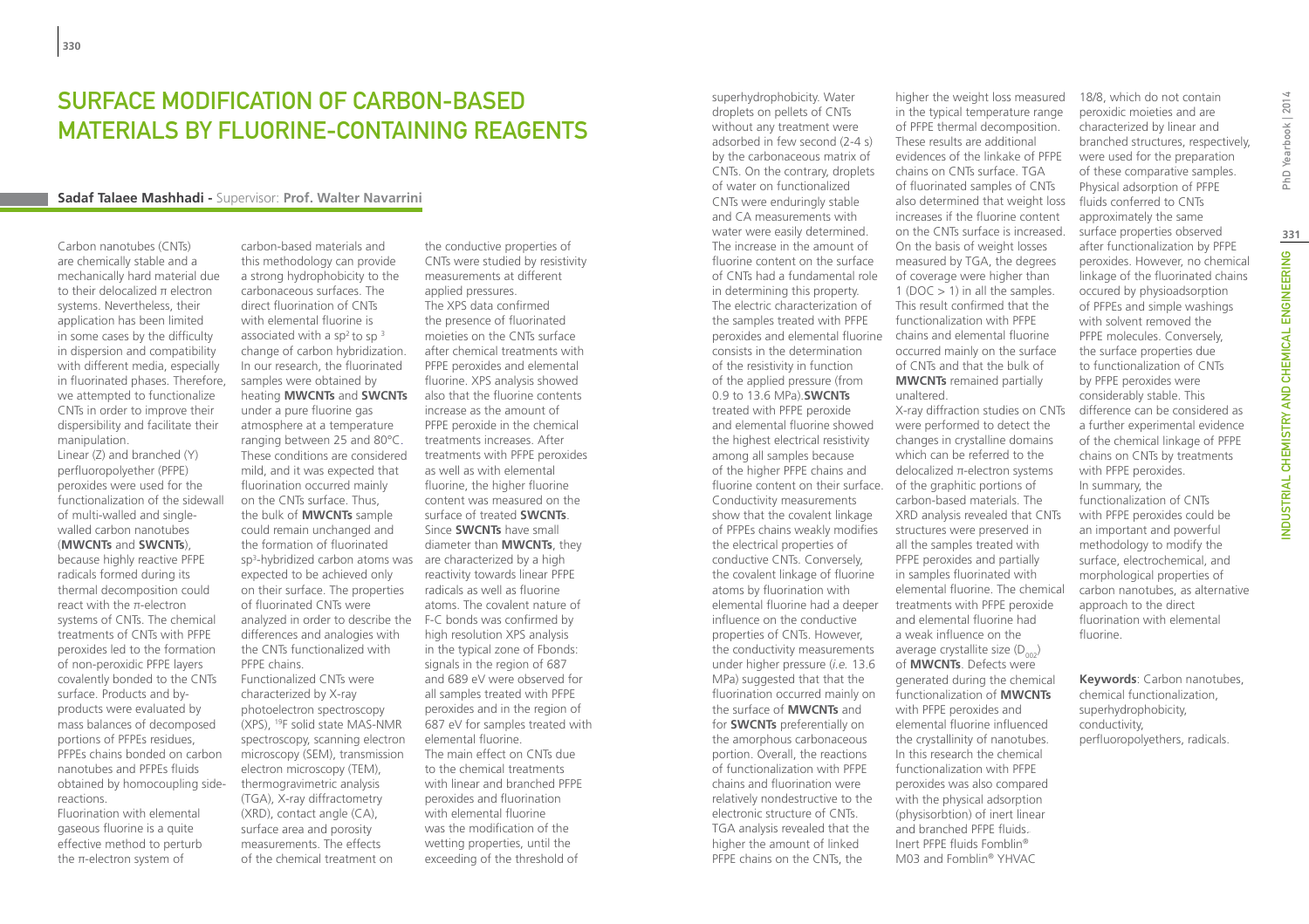# Surface Modification of Carbon-Based Materials by Fluorine-Containing Reagents

**Sadaf Talaee Mashhadi -** Supervisor: **Prof. Walter Navarrini**

Carbon nanotubes (CNTs) are chemically stable and a mechanically hard material due to their delocalized π electron systems. Nevertheless, their application has been limited in some cases by the difficulty in dispersion and compatibility with different media, especially in fluorinated phases. Therefore, we attempted to functionalize CNTs in order to improve their dispersibility and facilitate their manipulation.

Linear (Z) and branched (Y) perfluoropolyether (PFPE) peroxides were used for the functionalization of the sidewall of multi-walled and single-walled carbon nanotubes (**MWCNTs** and **SWCNTs**), because highly reactive PFPE radicals formed during its thermal decomposition could react with the π-electron systems of CNTs. The chemical treatments of CNTs with PFPE peroxides led to the formation of non-peroxidic PFPE layers covalently bonded to the CNTs surface. Products and by-products were evaluated by mass balances of decomposed portions of PFPEs residues, PFPEs chains bonded on carbon nanotubes and PFPEs fluids obtained by homocoupling side-reactions.

Fluorination with elemental gaseous fluorine is a quite effective method to perturb the π-electron system of carbon-based materials and this methodology can provide a strong hydrophobicity to the carbonaceous surfaces. The direct fluorination of CNTs with elemental fluorine is associated with a $sp^2$ to $sp^3$ change of carbon hybridization. In our research, the fluorinated samples were obtained by heating **MWCNTs** and **SWCNTs** under a pure fluorine gas atmosphere at a temperature ranging between 25 and 80°C. These conditions are considered mild, and it was expected that fluorination occurred mainly on the CNTs surface. Thus, the bulk of **MWCNTs** sample could remain unchanged and the formation of fluorinated $sp^3$-hybridized carbon atoms was expected to be achieved only on their surface. The properties of fluorinated CNTs were analyzed in order to describe the differences and analogies with the CNTs functionalized with PFPE chains.

Functionalized CNTs were characterized by X-ray photoelectron spectroscopy (XPS), $^{19}F$ solid state MAS-NMR spectroscopy, scanning electron microscopy (SEM), transmission electron microscopy (TEM), thermogravimetric analysis (TGA), X-ray diffractometry (XRD), contact angle (CA), surface area and porosity measurements. The effects of the chemical treatment on the conductive properties of CNTs were studied by resistivity measurements at different applied pressures.

The XPS data confirmed the presence of fluorinated moieties on the CNTs surface after chemical treatments with PFPE peroxides and elemental fluorine. XPS analysis showed also that the fluorine contents increase as the amount of PFPE peroxide in the chemical treatments increases. After treatments with PFPE peroxides as well as with elemental fluorine, the higher fluorine content was measured on the surface of treated **SWCNTs**. Since **SWCNTs** have small diameter than **MWCNTs**, they are characterized by a high reactivity towards linear PFPE radicals as well as fluorine atoms. The covalent nature of F-C bonds was confirmed by high resolution XPS analysis in the typical zone of Fbonds: signals in the region of 687 and 689 eV were observed for all samples treated with PFPE peroxides and in the region of 687 eV for samples treated with elemental fluorine.

The main effect on CNTs due to the chemical treatments with linear and branched PFPE peroxides and fluorination with elemental fluorine was the modification of the wetting properties, until the exceeding of the threshold of superhydrophobicity. Water droplets on pellets of CNTs without any treatment were adsorbed in few second (2-4 s) by the carbonaceous matrix of CNTs. On the contrary, droplets of water on functionalized CNTs were enduringly stable and CA measurements with water were easily determined. The increase in the amount of fluorine content on the surface of CNTs had a fundamental role in determining this property.

The electric characterization of the samples treated with PFPE peroxides and elemental fluorine consists in the determination of the resistivity in function of the applied pressure (from 0.9 to 13.6 MPa).**SWCNTs** treated with PFPE peroxide and elemental fluorine showed the highest electrical resistivity among all samples because of the higher PFPE chains and fluorine content on their surface. Conductivity measurements show that the covalent linkage of PFPEs chains weakly modifies the electrical properties of conductive CNTs. Conversely, the covalent linkage of fluorine atoms by fluorination with elemental fluorine had a deeper influence on the conductive properties of CNTs. However, the conductivity measurements under higher pressure (*i.e.* 13.6 MPa) suggested that that the fluorination occurred mainly on the surface of **MWCNTs** and for **SWCNTs** preferentially on the amorphous carbonaceous portion. Overall, the reactions of functionalization with PFPE chains and fluorination were relatively nondestructive to the electronic structure of CNTs.

TGA analysis revealed that the higher the amount of linked PFPE chains on the CNTs, the higher the weight loss measured in the typical temperature range of PFPE thermal decomposition. These results are additional evidences of the linkage of PFPE chains on CNTs surface. TGA of fluorinated samples of CNTs also determined that weight loss increases if the fluorine content on the CNTs surface is increased. On the basis of weight losses measured by TGA, the degrees of coverage were higher than 1 (DOC > 1) in all the samples. This result confirmed that the functionalization with PFPE chains and elemental fluorine occurred mainly on the surface of CNTs and that the bulk of **MWCNTs** remained partially unaltered.

X-ray diffraction studies on CNTs were performed to detect the changes in crystalline domains which can be referred to the delocalized π-electron systems of the graphitic portions of carbon-based materials. The XRD analysis revealed that CNTs structures were preserved in all the samples treated with PFPE peroxides and partially in samples fluorinated with elemental fluorine. The chemical treatments with PFPE peroxide and elemental fluorine had a weak influence on the average crystallite size ($D_{002}$) of **MWCNTs**. Defects were generated during the chemical functionalization of **MWCNTs** with PFPE peroxides and elemental fluorine influenced the crystallinity of nanotubes.

In this research the chemical functionalization with PFPE peroxides was also compared with the physical adsorption (physisorbtion) of inert linear and branched PFPE fluids. Inert PFPE fluids Fomblin® M03 and Fomblin® YHVAC 18/8, which do not contain peroxidic moieties and are characterized by linear and branched structures, respectively, were used for the preparation of these comparative samples. Physical adsorption of PFPE fluids conferred to CNTs approximately the same surface properties observed after functionalization by PFPE peroxides. However, no chemical linkage of the fluorinated chains occured by physioadsorption of PFPEs and simple washings with solvent removed the PFPE molecules. Conversely, the surface properties due to functionalization of CNTs by PFPE peroxides were considerably stable. This difference can be considered as a further experimental evidence of the chemical linkage of PFPE chains on CNTs by treatments with PFPE peroxides.

In summary, the functionalization of CNTs with PFPE peroxides could be an important and powerful methodology to modify the surface, electrochemical, and morphological properties of carbon nanotubes, as alternative approach to the direct fluorination with elemental fluorine.

**Keywords**: Carbon nanotubes, chemical functionalization, superhydrophobicity, conductivity, perfluoropolyethers, radicals.